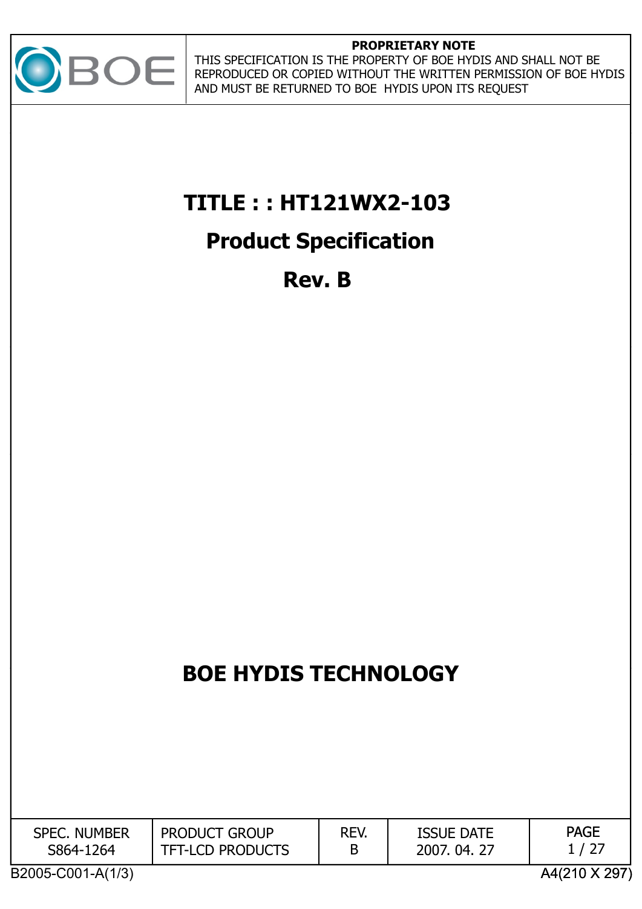BOE

**PROPRIETARY NOTE**

THIS SPECIFICATION IS THE PROPERTY OF BOE HYDIS AND SHALL NOT BE REPRODUCED OR COPIED WITHOUT THE WRITTEN PERMISSION OF BOE HYDIS AND MUST BE RETURNED TO BOE HYDIS UPON ITS REQUEST

# TITLE : : HT121WX2-103

# Product Specification

# Rev. B

# BOE HYDIS TECHNOLOGY

| SPEC. NUMBER | PRODUCT GROUP | REV. | ISSUE DATE | PAGE |
|---|---|---|---|---|
| S864-1264 | TFT-LCD PRODUCTS | B | 2007. 04. 27 | 1 / 27 |

B2005-C001-A(1/3)

A4(210 X 297)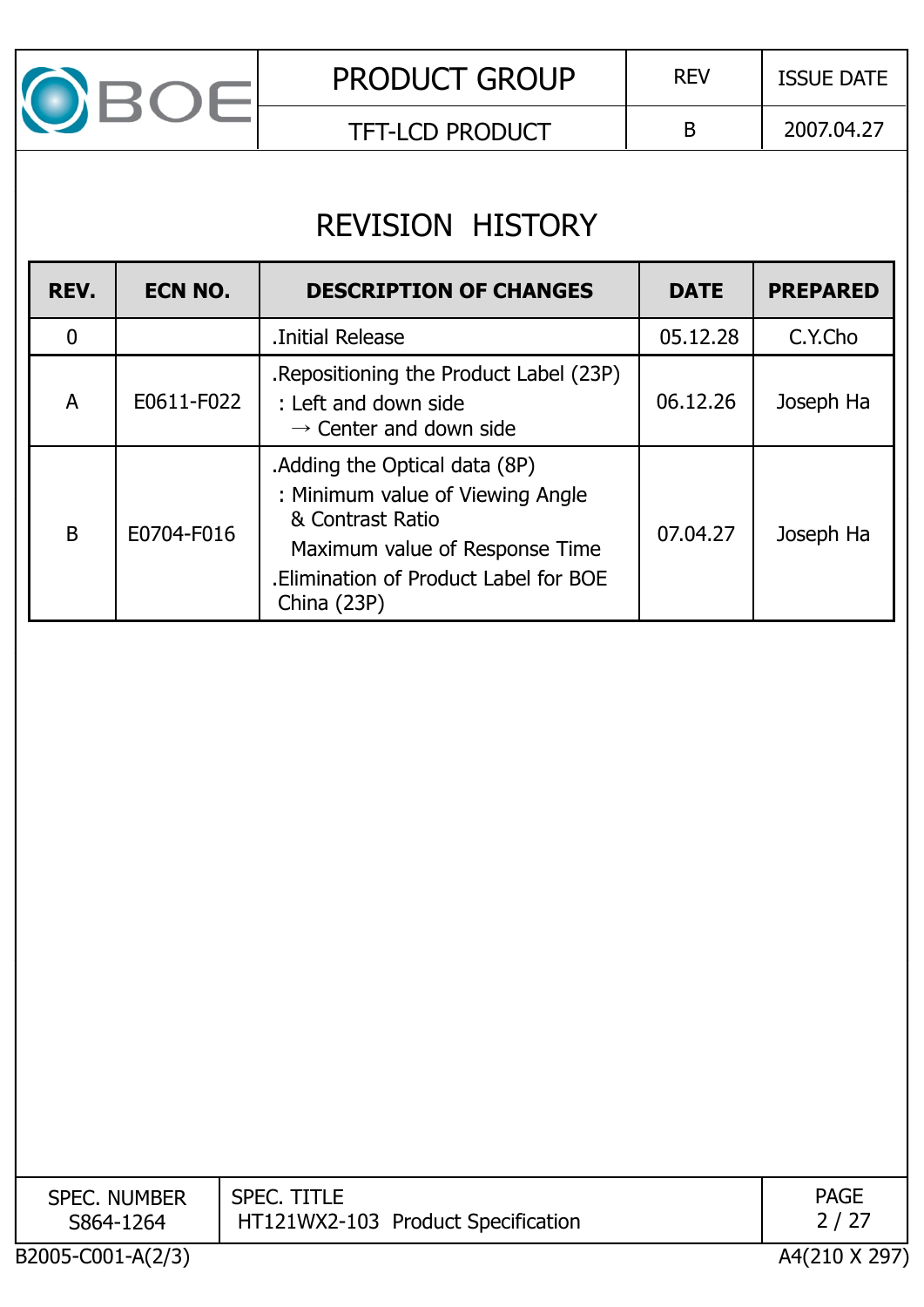# REVISION HISTORY

| REV. | ECN NO. | DESCRIPTION OF CHANGES | DATE | PREPARED |
|---|---|---|---|---|
| 0 | | .Initial Release | 05.12.28 | C.Y.Cho |
| A | E0611-F022 | .Repositioning the Product Label (23P)<br>: Left and down side<br>→ Center and down side | 06.12.26 | Joseph Ha |
| B | E0704-F016 | .Adding the Optical data (8P)<br>: Minimum value of Viewing Angle & Contrast Ratio<br>Maximum value of Response Time<br>.Elimination of Product Label for BOE China (23P) | 07.04.27 | Joseph Ha |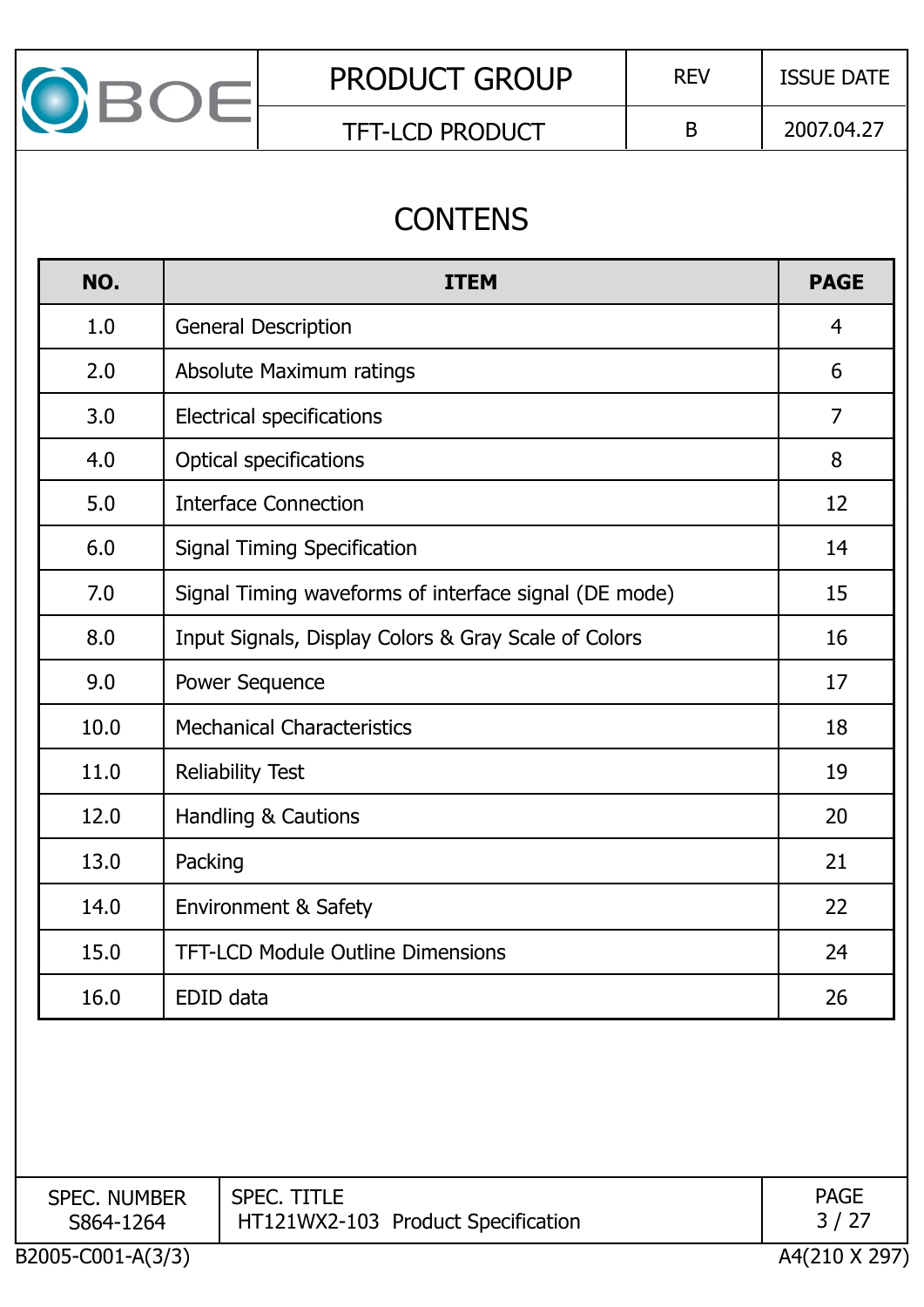# CONTENS

| NO. | ITEM | PAGE |
|---|---|---|
| 1.0 | General Description | 4 |
| 2.0 | Absolute Maximum ratings | 6 |
| 3.0 | Electrical specifications | 7 |
| 4.0 | Optical specifications | 8 |
| 5.0 | Interface Connection | 12 |
| 6.0 | Signal Timing Specification | 14 |
| 7.0 | Signal Timing waveforms of interface signal (DE mode) | 15 |
| 8.0 | Input Signals, Display Colors & Gray Scale of Colors | 16 |
| 9.0 | Power Sequence | 17 |
| 10.0 | Mechanical Characteristics | 18 |
| 11.0 | Reliability Test | 19 |
| 12.0 | Handling & Cautions | 20 |
| 13.0 | Packing | 21 |
| 14.0 | Environment & Safety | 22 |
| 15.0 | TFT-LCD Module Outline Dimensions | 24 |
| 16.0 | EDID data | 26 |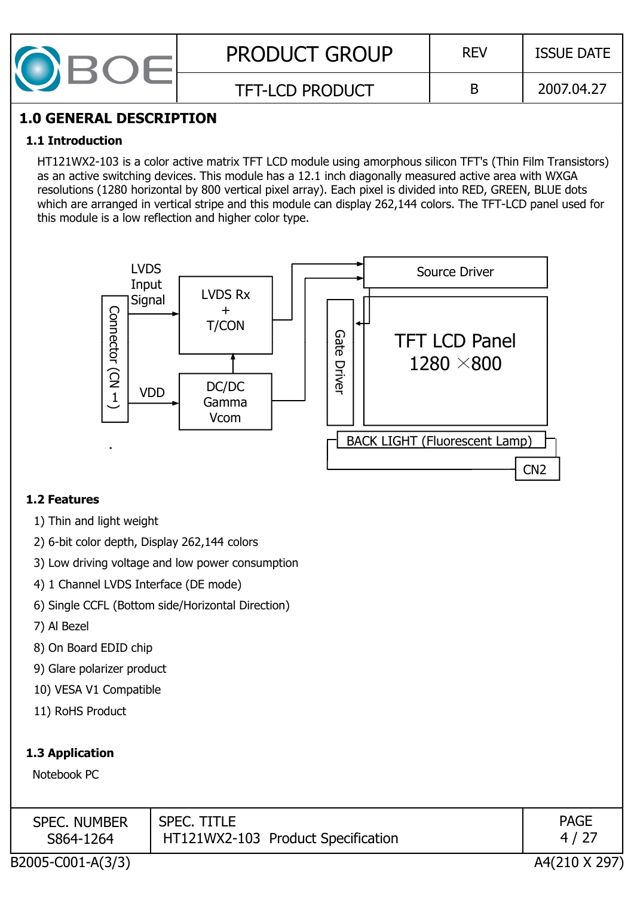# 1.0 GENERAL DESCRIPTION

## 1.1 Introduction

HT121WX2-103 is a color active matrix TFT LCD module using amorphous silicon TFT's (Thin Film Transistors) as an active switching devices. This module has a 12.1 inch diagonally measured active area with WXGA resolutions (1280 horizontal by 800 vertical pixel array). Each pixel is divided into RED, GREEN, BLUE dots which are arranged in vertical stripe and this module can display 262,144 colors. The TFT-LCD panel used for this module is a low reflection and higher color type.

LVDS Input Signal

Connector (CN 1)

VDD

LVDS Rx + T/CON

DC/DC Gamma Vcom

Source Driver

Gate Driver

TFT LCD Panel 1280 × 800

BACK LIGHT (Fluorescent Lamp)

CN2

## 1.2 Features

1) Thin and light weight
2) 6-bit color depth, Display 262,144 colors
3) Low driving voltage and low power consumption
4) 1 Channel LVDS Interface (DE mode)
6) Single CCFL (Bottom side/Horizontal Direction)
7) Al Bezel
8) On Board EDID chip
9) Glare polarizer product
10) VESA V1 Compatible
11) RoHS Product

## 1.3 Application

Notebook PC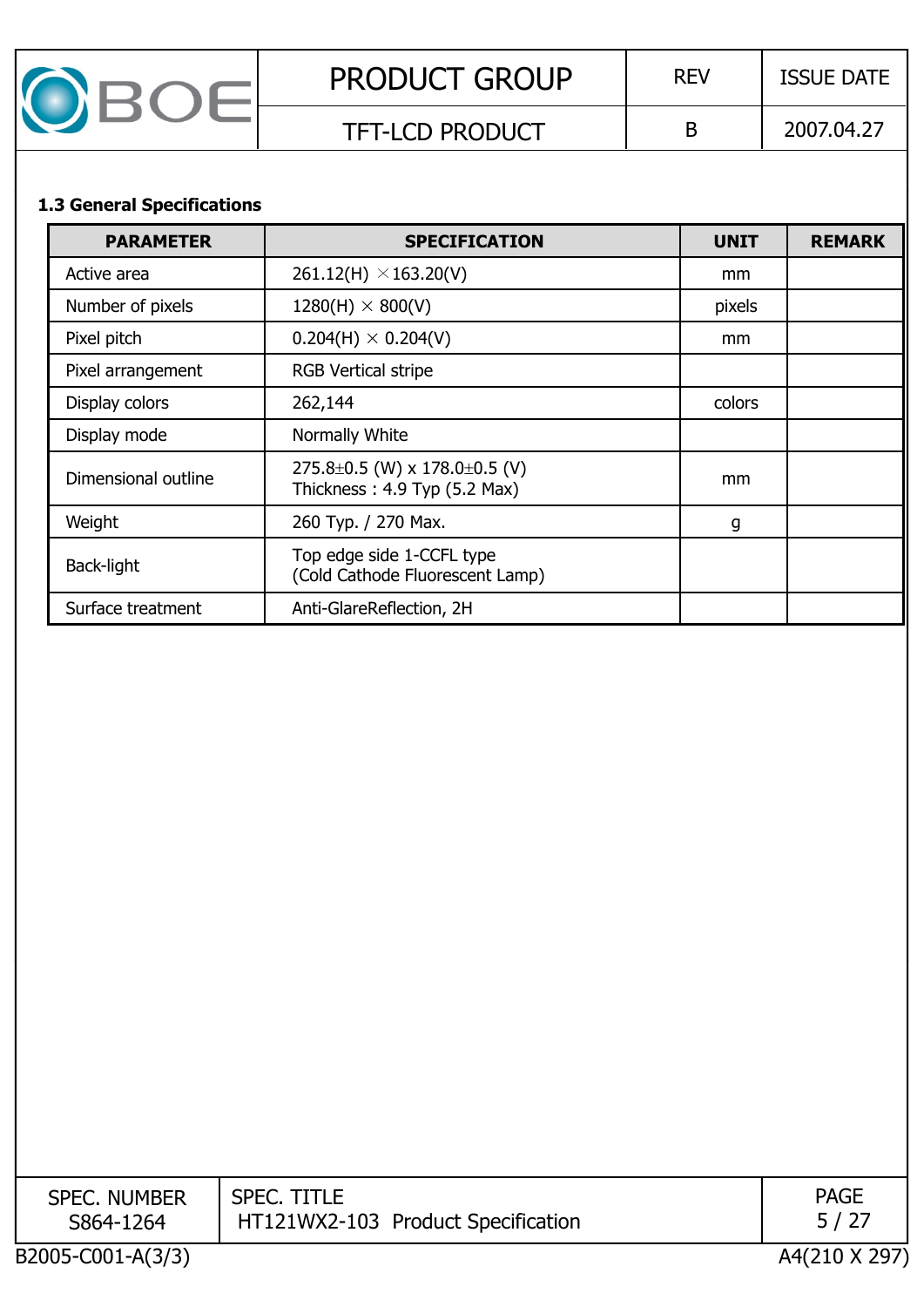### 1.3 General Specifications

| PARAMETER | SPECIFICATION | UNIT | REMARK |
|---|---|---|---|
| Active area | 261.12(H) ×163.20(V) | mm | |
| Number of pixels | 1280(H) × 800(V) | pixels | |
| Pixel pitch | 0.204(H) × 0.204(V) | mm | |
| Pixel arrangement | RGB Vertical stripe | | |
| Display colors | 262,144 | colors | |
| Display mode | Normally White | | |
| Dimensional outline | 275.8±0.5 (W) x 178.0±0.5 (V)<br>Thickness : 4.9 Typ (5.2 Max) | mm | |
| Weight | 260 Typ. / 270 Max. | g | |
| Back-light | Top edge side 1-CCFL type<br>(Cold Cathode Fluorescent Lamp) | | |
| Surface treatment | Anti-GlareReflection, 2H | | |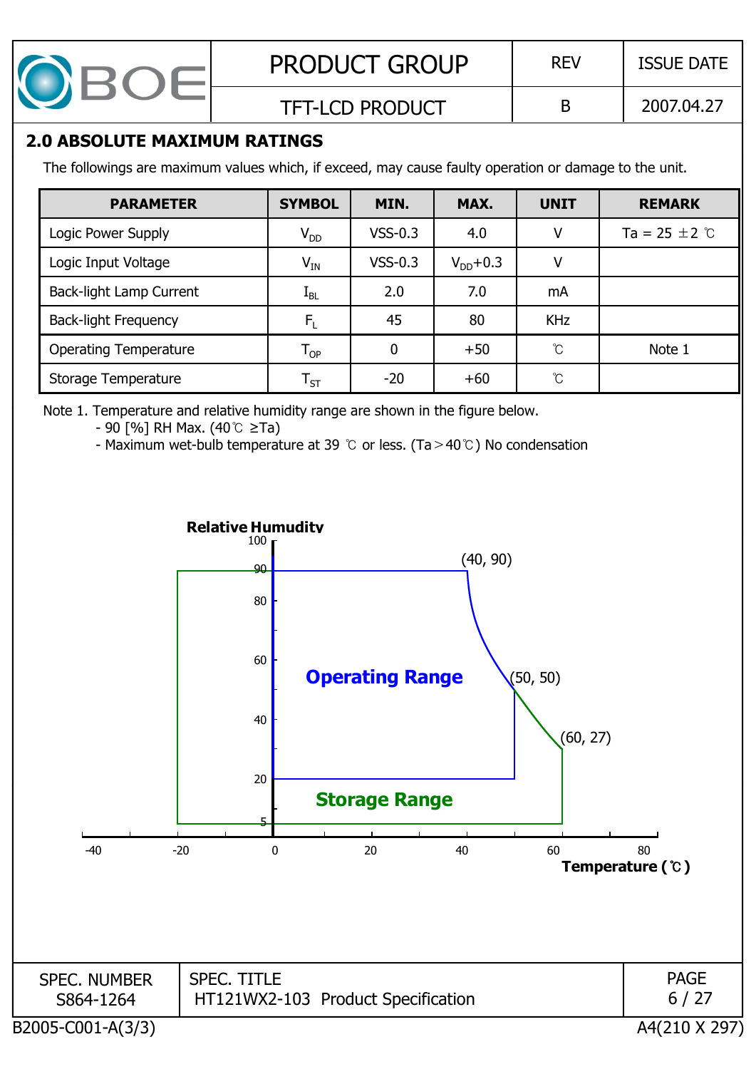## 2.0 ABSOLUTE MAXIMUM RATINGS

The followings are maximum values which, if exceed, may cause faulty operation or damage to the unit.

| PARAMETER | SYMBOL | MIN. | MAX. | UNIT | REMARK |
|---|---|---|---|---|---|
| Logic Power Supply | $V_{DD}$ | VSS-0.3 | 4.0 | V | Ta = 25 ±2 ℃ |
| Logic Input Voltage | $V_{IN}$ | VSS-0.3 | $V_{DD}$+0.3 | V | |
| Back-light Lamp Current | $I_{BL}$ | 2.0 | 7.0 | mA | |
| Back-light Frequency | $F_L$ | 45 | 80 | KHz | |
| Operating Temperature | $T_{OP}$ | 0 | +50 | ℃ | Note 1 |
| Storage Temperature | $T_{ST}$ | -20 | +60 | ℃ | |

Note 1. Temperature and relative humidity range are shown in the figure below.

- 90 [%] RH Max. (40℃ ≥Ta)
- Maximum wet-bulb temperature at 39 ℃ or less. (Ta＞40℃) No condensation

Relative Humudity

Operating Range: (40, 90), (50, 50)

Storage Range: (60, 27)

Temperature (℃)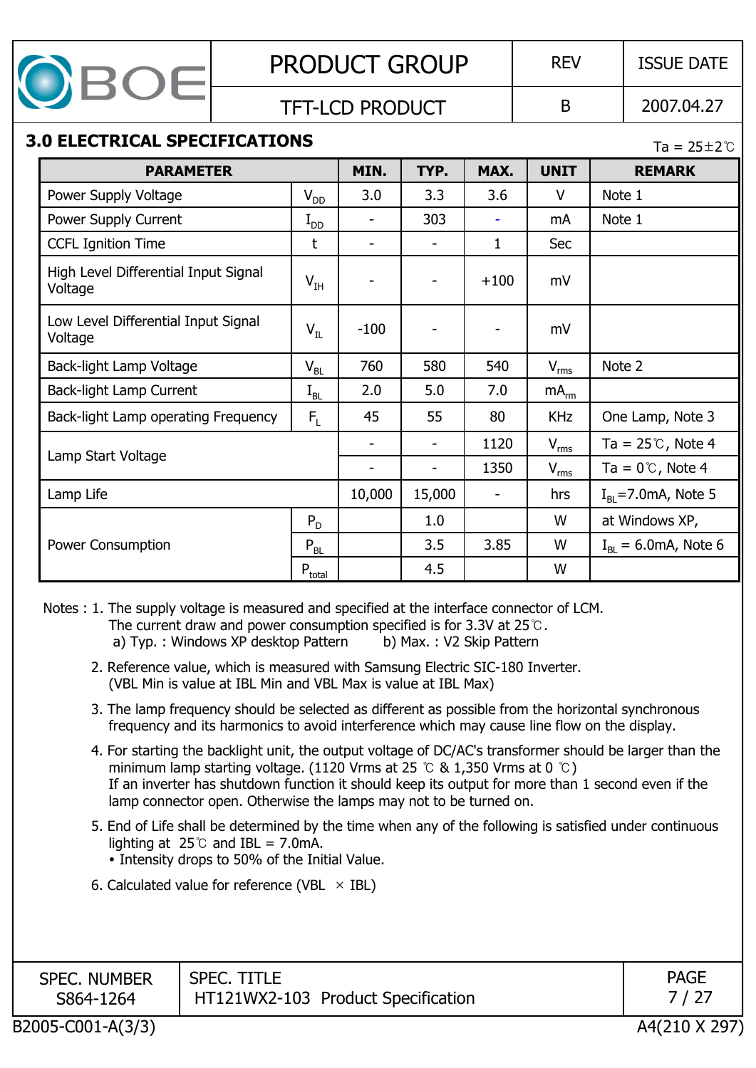## 3.0 ELECTRICAL SPECIFICATIONS

Ta = 25±2℃

| PARAMETER | | MIN. | TYP. | MAX. | UNIT | REMARK |
|---|---|---|---|---|---|---|
| Power Supply Voltage | $V_{DD}$ | 3.0 | 3.3 | 3.6 | V | Note 1 |
| Power Supply Current | $I_{DD}$ | - | 303 | - | mA | Note 1 |
| CCFL Ignition Time | t | - | - | 1 | Sec | |
| High Level Differential Input Signal Voltage | $V_{IH}$ | - | - | +100 | mV | |
| Low Level Differential Input Signal Voltage | $V_{IL}$ | -100 | - | - | mV | |
| Back-light Lamp Voltage | $V_{BL}$ | 760 | 580 | 540 | $V_{rms}$ | Note 2 |
| Back-light Lamp Current | $I_{BL}$ | 2.0 | 5.0 | 7.0 | $mA_{rm}$ | |
| Back-light Lamp operating Frequency | $F_{L}$ | 45 | 55 | 80 | KHz | One Lamp, Note 3 |
| Lamp Start Voltage | | - | - | 1120 | $V_{rms}$ | Ta = 25℃, Note 4 |
| | | - | - | 1350 | $V_{rms}$ | Ta = 0℃, Note 4 |
| Lamp Life | | 10,000 | 15,000 | - | hrs | $I_{BL}$=7.0mA, Note 5 |
| Power Consumption | $P_{D}$ | | 1.0 | | W | at Windows XP, |
| | $P_{BL}$ | | 3.5 | 3.85 | W | $I_{BL}$ = 6.0mA, Note 6 |
| | $P_{total}$ | | 4.5 | | W | |

Notes : 1. The supply voltage is measured and specified at the interface connector of LCM.
The current draw and power consumption specified is for 3.3V at 25℃.
a) Typ. : Windows XP desktop Pattern    b) Max. : V2 Skip Pattern

2. Reference value, which is measured with Samsung Electric SIC-180 Inverter.
(VBL Min is value at IBL Min and VBL Max is value at IBL Max)

3. The lamp frequency should be selected as different as possible from the horizontal synchronous frequency and its harmonics to avoid interference which may cause line flow on the display.

4. For starting the backlight unit, the output voltage of DC/AC's transformer should be larger than the minimum lamp starting voltage. (1120 Vrms at 25 ℃ & 1,350 Vrms at 0 ℃)
If an inverter has shutdown function it should keep its output for more than 1 second even if the lamp connector open. Otherwise the lamps may not to be turned on.

5. End of Life shall be determined by the time when any of the following is satisfied under continuous lighting at 25℃ and IBL = 7.0mA.
• Intensity drops to 50% of the Initial Value.

6. Calculated value for reference (VBL × IBL)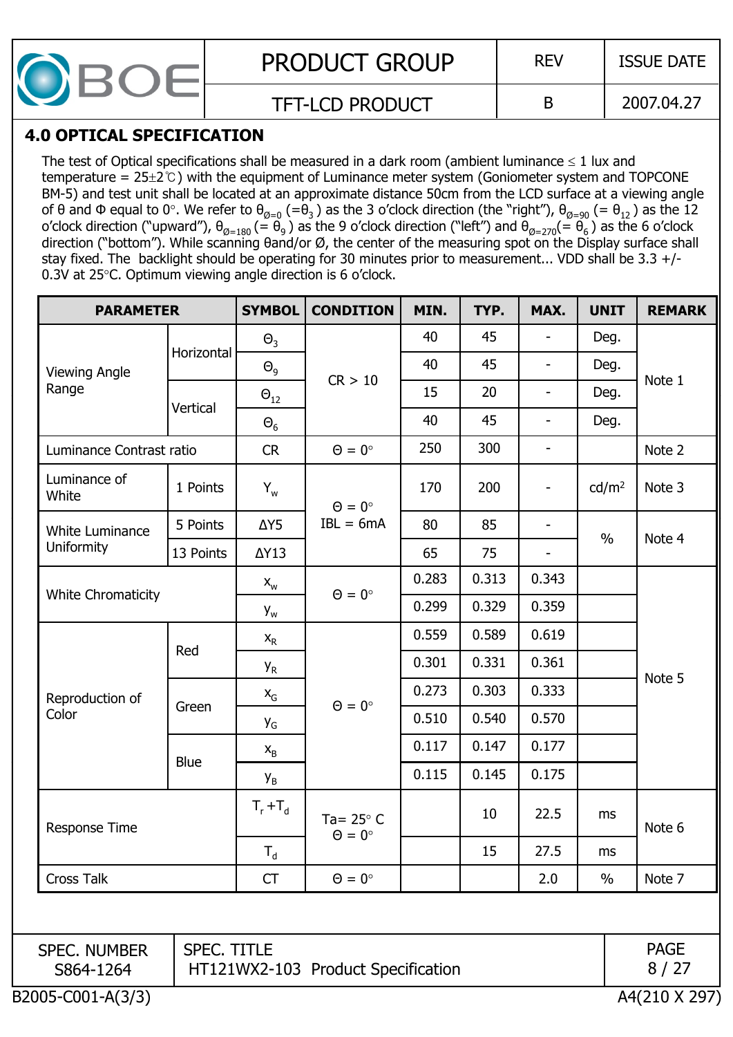## 4.0 OPTICAL SPECIFICATION

The test of Optical specifications shall be measured in a dark room (ambient luminance ≤ 1 lux and temperature = 25±2℃) with the equipment of Luminance meter system (Goniometer system and TOPCONE BM-5) and test unit shall be located at an approximate distance 50cm from the LCD surface at a viewing angle of θ and Φ equal to 0°. We refer to $\theta_{Ø=0}$ (=$\theta_3$) as the 3 o'clock direction (the "right"), $\theta_{Ø=90}$ (= $\theta_{12}$) as the 12 o'clock direction ("upward"), $\theta_{Ø=180}$ (= $\theta_9$) as the 9 o'clock direction ("left") and $\theta_{Ø=270}$(= $\theta_6$) as the 6 o'clock direction ("bottom"). While scanning θand/or Ø, the center of the measuring spot on the Display surface shall stay fixed. The backlight should be operating for 30 minutes prior to measurement... VDD shall be 3.3 +/- 0.3V at 25°C. Optimum viewing angle direction is 6 o'clock.

| PARAMETER | | SYMBOL | CONDITION | MIN. | TYP. | MAX. | UNIT | REMARK |
|---|---|---|---|---|---|---|---|---|
| Viewing Angle Range | Horizontal | $\Theta_3$ | CR > 10 | 40 | 45 | - | Deg. | Note 1 |
| | | $\Theta_9$ | | 40 | 45 | - | Deg. | |
| | Vertical | $\Theta_{12}$ | | 15 | 20 | - | Deg. | |
| | | $\Theta_6$ | | 40 | 45 | - | Deg. | |
| Luminance Contrast ratio | | CR | Θ = 0° | 250 | 300 | - | | Note 2 |
| Luminance of White | 1 Points | $Y_w$ | Θ = 0° IBL = 6mA | 170 | 200 | - | cd/m² | Note 3 |
| White Luminance Uniformity | 5 Points | ΔY5 | | 80 | 85 | - | % | Note 4 |
| | 13 Points | ΔY13 | | 65 | 75 | - | | |
| White Chromaticity | | $x_w$ | Θ = 0° | 0.283 | 0.313 | 0.343 | | Note 5 |
| | | $y_w$ | | 0.299 | 0.329 | 0.359 | | |
| Reproduction of Color | Red | $x_R$ | Θ = 0° | 0.559 | 0.589 | 0.619 | | |
| | | $y_R$ | | 0.301 | 0.331 | 0.361 | | |
| | Green | $x_G$ | | 0.273 | 0.303 | 0.333 | | |
| | | $y_G$ | | 0.510 | 0.540 | 0.570 | | |
| | Blue | $x_B$ | | 0.117 | 0.147 | 0.177 | | |
| | | $y_B$ | | 0.115 | 0.145 | 0.175 | | |
| Response Time | | $T_r + T_d$ | Ta= 25° C Θ = 0° | | 10 | 22.5 | ms | Note 6 |
| | | $T_d$ | | | 15 | 27.5 | ms | |
| Cross Talk | | CT | Θ = 0° | | | 2.0 | % | Note 7 |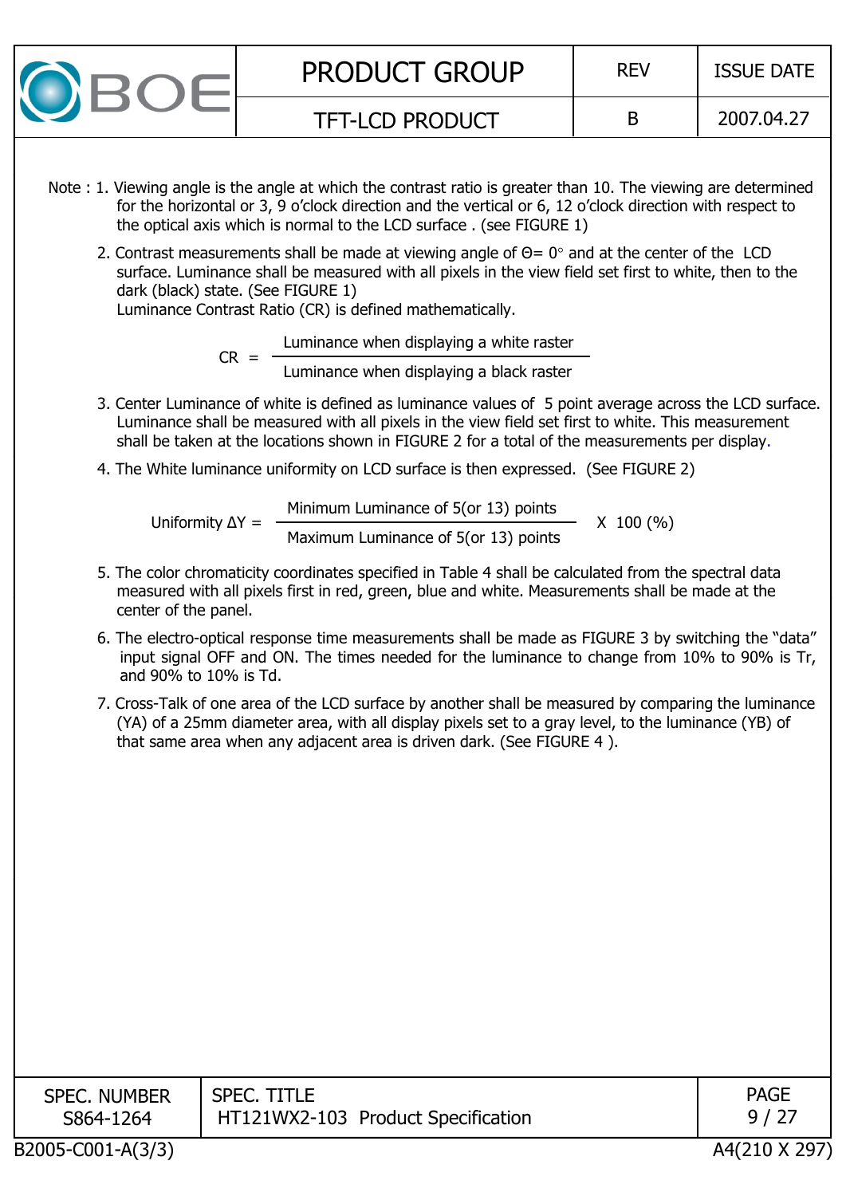Note : 1. Viewing angle is the angle at which the contrast ratio is greater than 10. The viewing are determined for the horizontal or 3, 9 o'clock direction and the vertical or 6, 12 o'clock direction with respect to the optical axis which is normal to the LCD surface . (see FIGURE 1)

2. Contrast measurements shall be made at viewing angle of $\Theta = 0°$ and at the center of the LCD surface. Luminance shall be measured with all pixels in the view field set first to white, then to the dark (black) state. (See FIGURE 1)
   Luminance Contrast Ratio (CR) is defined mathematically.

$$CR = \frac{\text{Luminance when displaying a white raster}}{\text{Luminance when displaying a black raster}}$$

3. Center Luminance of white is defined as luminance values of 5 point average across the LCD surface. Luminance shall be measured with all pixels in the view field set first to white. This measurement shall be taken at the locations shown in FIGURE 2 for a total of the measurements per display.

4. The White luminance uniformity on LCD surface is then expressed. (See FIGURE 2)

$$\text{Uniformity } \Delta Y = \frac{\text{Minimum Luminance of 5(or 13) points}}{\text{Maximum Luminance of 5(or 13) points}} \times 100\ (\%)$$

5. The color chromaticity coordinates specified in Table 4 shall be calculated from the spectral data measured with all pixels first in red, green, blue and white. Measurements shall be made at the center of the panel.

6. The electro-optical response time measurements shall be made as FIGURE 3 by switching the "data" input signal OFF and ON. The times needed for the luminance to change from 10% to 90% is Tr, and 90% to 10% is Td.

7. Cross-Talk of one area of the LCD surface by another shall be measured by comparing the luminance (YA) of a 25mm diameter area, with all display pixels set to a gray level, to the luminance (YB) of that same area when any adjacent area is driven dark. (See FIGURE 4 ).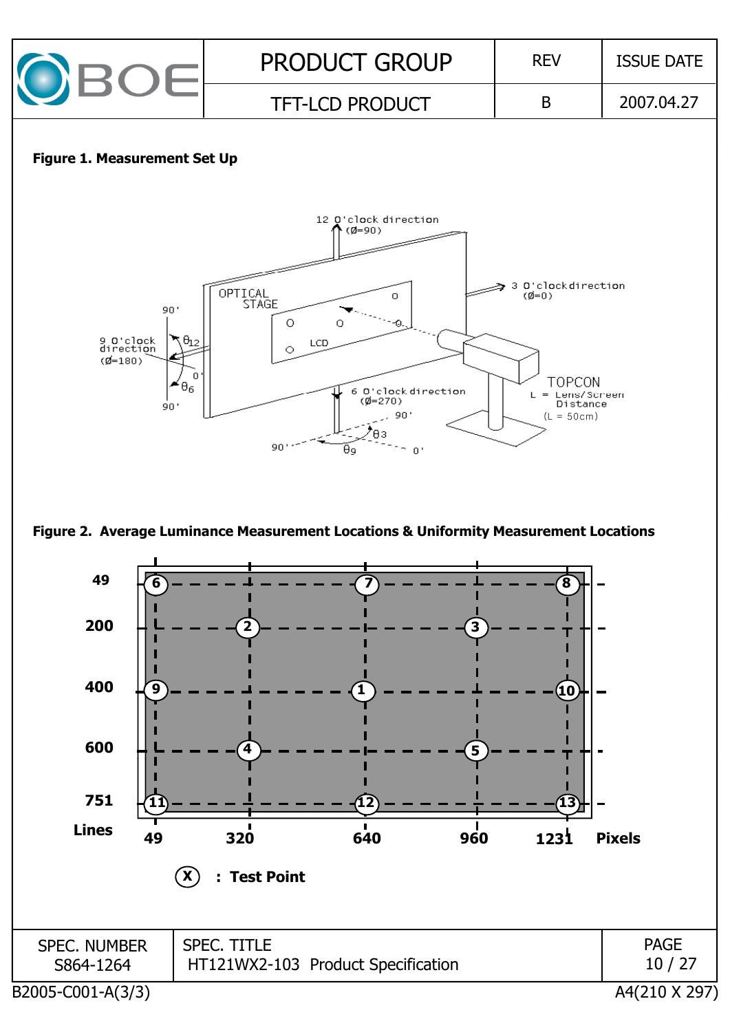**Figure 1. Measurement Set Up**

12 O'clock direction ($\emptyset$=90)

3 O'clock direction ($\emptyset$=0)

9 O'clock direction ($\emptyset$=180)

6 O'clock direction ($\emptyset$=270)

OPTICAL STAGE

LCD

TOPCON

L = Lens/Screen Distance (L = 50cm)

$\theta_{12}$, $\theta_6$, $\theta_3$, $\theta_9$

90', 0'

**Figure 2. Average Luminance Measurement Locations & Uniformity Measurement Locations**

| Lines \ Pixels | 49 | 320 | 640 | 960 | 1231 |
|---|---|---|---|---|---|
| 49 | 6 | | 7 | | 8 |
| 200 | | 2 | | 3 | |
| 400 | 9 | | 1 | | 10 |
| 600 | | 4 | | 5 | |
| 751 | 11 | | 12 | | 13 |

(X) : Test Point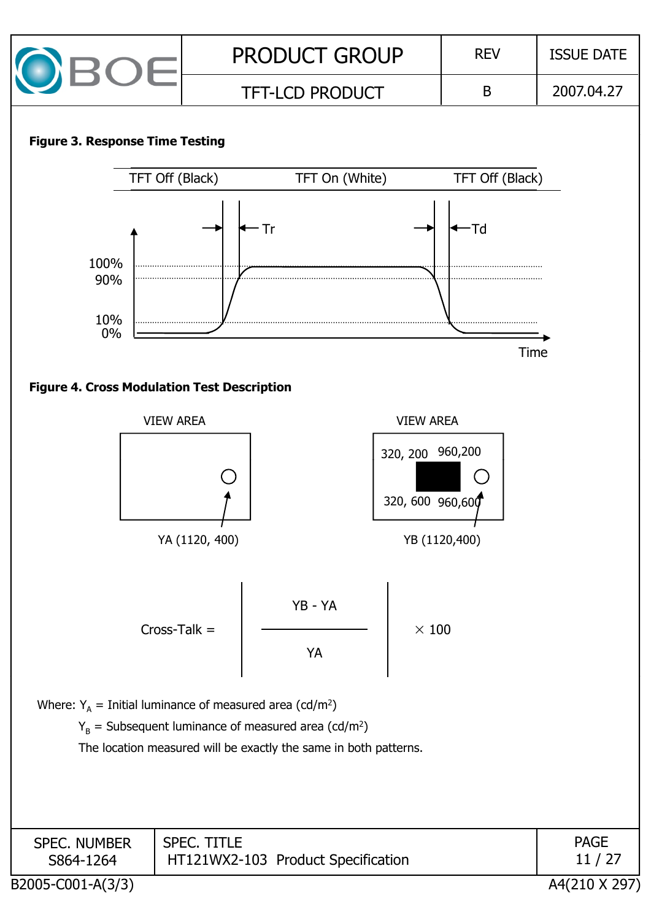**Figure 3. Response Time Testing**

TFT Off (Black) TFT On (White) TFT Off (Black)

Tr Td

100%
90%
10%
0%

Time

**Figure 4. Cross Modulation Test Description**

VIEW AREA

YA (1120, 400)

VIEW AREA

320, 200 960,200

320, 600 960,600

YB (1120,400)

$$\text{Cross-Talk} = \left| \frac{YB - YA}{YA} \right| \times 100$$

Where: $Y_A$ = Initial luminance of measured area (cd/m[2])

$Y_B$ = Subsequent luminance of measured area (cd/m[2])

The location measured will be exactly the same in both patterns.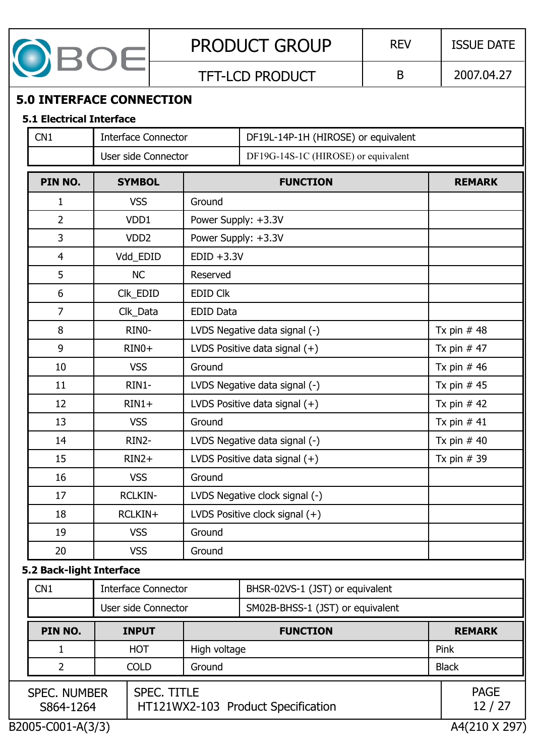## 5.0 INTERFACE CONNECTION

### 5.1 Electrical Interface

| CN1 | Interface Connector | DF19L-14P-1H (HIROSE) or equivalent |
|---|---|---|
| | User side Connector | DF19G-14S-1C (HIROSE) or equivalent |

| PIN NO. | SYMBOL | FUNCTION | REMARK |
|---|---|---|---|
| 1 | VSS | Ground | |
| 2 | VDD1 | Power Supply: +3.3V | |
| 3 | VDD2 | Power Supply: +3.3V | |
| 4 | Vdd_EDID | EDID +3.3V | |
| 5 | NC | Reserved | |
| 6 | Clk_EDID | EDID Clk | |
| 7 | Clk_Data | EDID Data | |
| 8 | RIN0- | LVDS Negative data signal (-) | Tx pin # 48 |
| 9 | RIN0+ | LVDS Positive data signal (+) | Tx pin # 47 |
| 10 | VSS | Ground | Tx pin # 46 |
| 11 | RIN1- | LVDS Negative data signal (-) | Tx pin # 45 |
| 12 | RIN1+ | LVDS Positive data signal (+) | Tx pin # 42 |
| 13 | VSS | Ground | Tx pin # 41 |
| 14 | RIN2- | LVDS Negative data signal (-) | Tx pin # 40 |
| 15 | RIN2+ | LVDS Positive data signal (+) | Tx pin # 39 |
| 16 | VSS | Ground | |
| 17 | RCLKIN- | LVDS Negative clock signal (-) | |
| 18 | RCLKIN+ | LVDS Positive clock signal (+) | |
| 19 | VSS | Ground | |
| 20 | VSS | Ground | |

### 5.2 Back-light Interface

| CN1 | Interface Connector | BHSR-02VS-1 (JST) or equivalent |
|---|---|---|
| | User side Connector | SM02B-BHSS-1 (JST) or equivalent |

| PIN NO. | INPUT | FUNCTION | REMARK |
|---|---|---|---|
| 1 | HOT | High voltage | Pink |
| 2 | COLD | Ground | Black |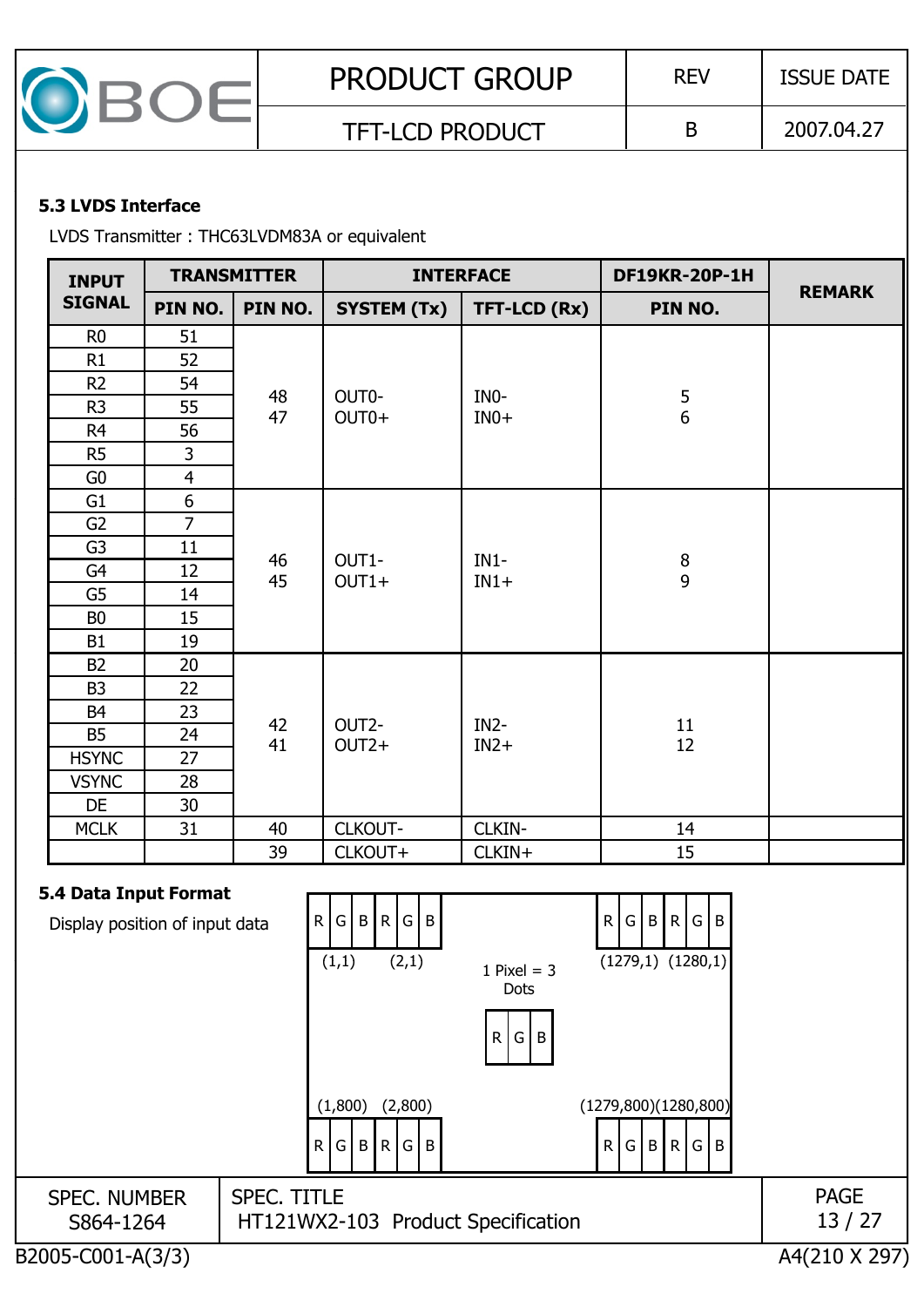### 5.3 LVDS Interface

LVDS Transmitter : THC63LVDM83A or equivalent

| INPUT SIGNAL | TRANSMITTER | | INTERFACE | | DF19KR-20P-1H | REMARK |
|---|---|---|---|---|---|---|
| | PIN NO. | PIN NO. | SYSTEM (Tx) | TFT-LCD (Rx) | PIN NO. | |
| R0 | 51 | 48<br>47 | OUT0-<br>OUT0+ | IN0-<br>IN0+ | 5<br>6 | |
| R1 | 52 | | | | | |
| R2 | 54 | | | | | |
| R3 | 55 | | | | | |
| R4 | 56 | | | | | |
| R5 | 3 | | | | | |
| G0 | 4 | | | | | |
| G1 | 6 | 46<br>45 | OUT1-<br>OUT1+ | IN1-<br>IN1+ | 8<br>9 | |
| G2 | 7 | | | | | |
| G3 | 11 | | | | | |
| G4 | 12 | | | | | |
| G5 | 14 | | | | | |
| B0 | 15 | | | | | |
| B1 | 19 | | | | | |
| B2 | 20 | 42<br>41 | OUT2-<br>OUT2+ | IN2-<br>IN2+ | 11<br>12 | |
| B3 | 22 | | | | | |
| B4 | 23 | | | | | |
| B5 | 24 | | | | | |
| HSYNC | 27 | | | | | |
| VSYNC | 28 | | | | | |
| DE | 30 | | | | | |
| MCLK | 31 | 40 | CLKOUT- | CLKIN- | 14 | |
| | | 39 | CLKOUT+ | CLKIN+ | 15 | |

### 5.4 Data Input Format

Display position of input data

| R | G | B | R | G | B | ... | R | G | B | R | G | B |
|---|---|---|---|---|---|---|---|---|---|---|---|---|
| (1,1) | | | (2,1) | | | | (1279,1) | | | (1280,1) | | |
| | | | | | | 1 Pixel = 3 Dots<br>R G B | | | | | | |
| (1,800) | | | (2,800) | | | | (1279,800) | | | (1280,800) | | |
| R | G | B | R | G | B | ... | R | G | B | R | G | B |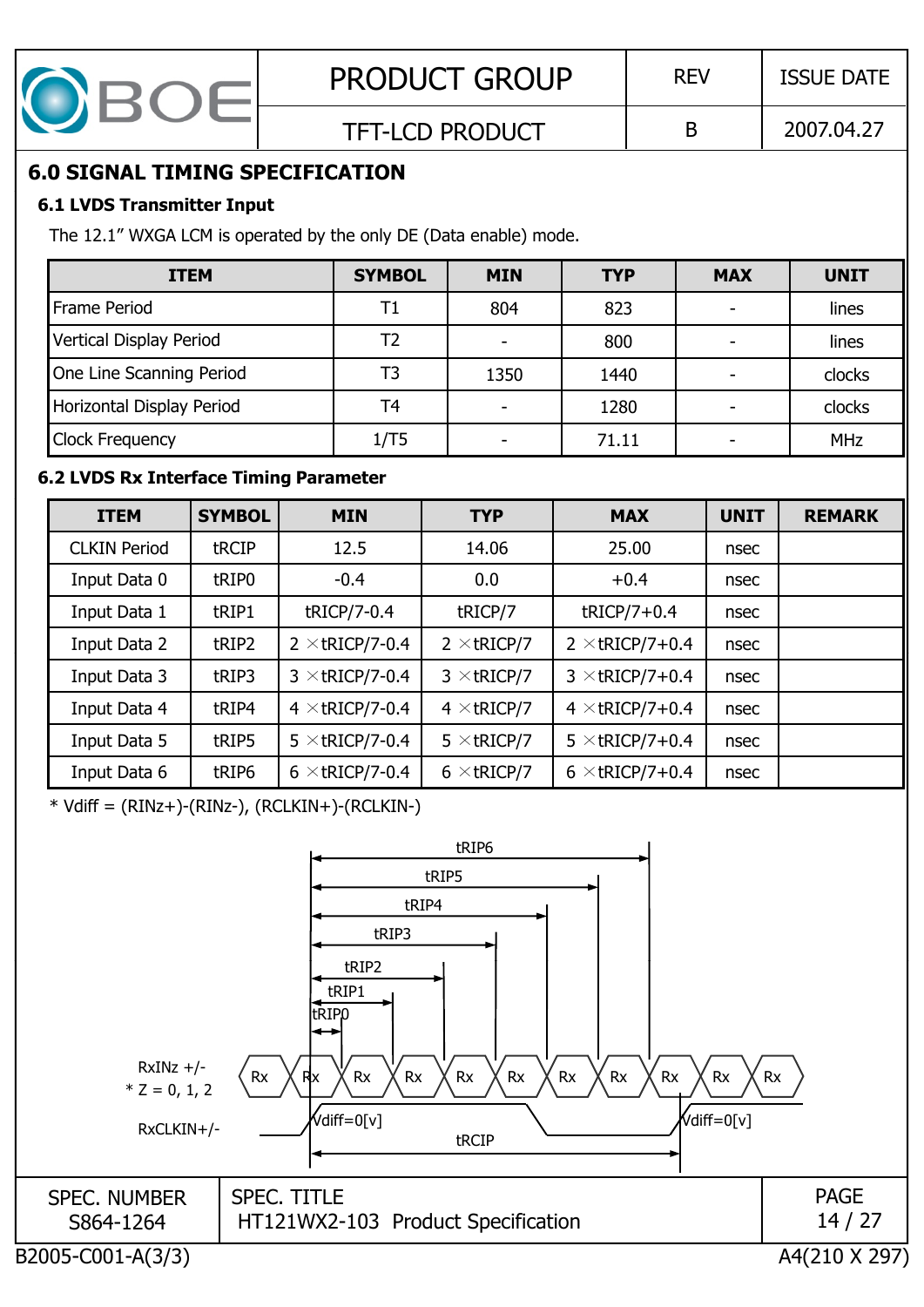## 6.0 SIGNAL TIMING SPECIFICATION

### 6.1 LVDS Transmitter Input

The 12.1" WXGA LCM is operated by the only DE (Data enable) mode.

| ITEM | SYMBOL | MIN | TYP | MAX | UNIT |
|---|---|---|---|---|---|
| Frame Period | T1 | 804 | 823 | - | lines |
| Vertical Display Period | T2 | - | 800 | - | lines |
| One Line Scanning Period | T3 | 1350 | 1440 | - | clocks |
| Horizontal Display Period | T4 | - | 1280 | - | clocks |
| Clock Frequency | 1/T5 | - | 71.11 | - | MHz |

### 6.2 LVDS Rx Interface Timing Parameter

| ITEM | SYMBOL | MIN | TYP | MAX | UNIT | REMARK |
|---|---|---|---|---|---|---|
| CLKIN Period | tRCIP | 12.5 | 14.06 | 25.00 | nsec | |
| Input Data 0 | tRIP0 | -0.4 | 0.0 | +0.4 | nsec | |
| Input Data 1 | tRIP1 | tRICP/7-0.4 | tRICP/7 | tRICP/7+0.4 | nsec | |
| Input Data 2 | tRIP2 | 2 ×tRICP/7-0.4 | 2 ×tRICP/7 | 2 ×tRICP/7+0.4 | nsec | |
| Input Data 3 | tRIP3 | 3 ×tRICP/7-0.4 | 3 ×tRICP/7 | 3 ×tRICP/7+0.4 | nsec | |
| Input Data 4 | tRIP4 | 4 ×tRICP/7-0.4 | 4 ×tRICP/7 | 4 ×tRICP/7+0.4 | nsec | |
| Input Data 5 | tRIP5 | 5 ×tRICP/7-0.4 | 5 ×tRICP/7 | 5 ×tRICP/7+0.4 | nsec | |
| Input Data 6 | tRIP6 | 6 ×tRICP/7-0.4 | 6 ×tRICP/7 | 6 ×tRICP/7+0.4 | nsec | |

* Vdiff = (RINz+)-(RINz-), (RCLKIN+)-(RCLKIN-)

tRIP6, tRIP5, tRIP4, tRIP3, tRIP2, tRIP1, tRIP0

RxINz +/- 
* Z = 0, 1, 2 — Rx Rx Rx Rx Rx Rx Rx Rx Rx Rx Rx

RxCLKIN+/- — Vdiff=0[v] … Vdiff=0[v]

tRCIP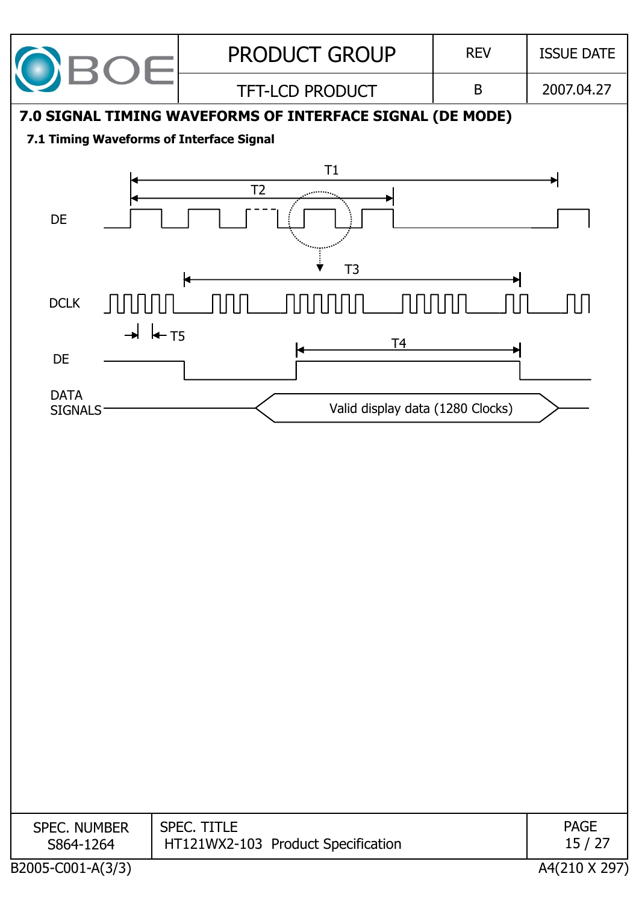# 7.0 SIGNAL TIMING WAVEFORMS OF INTERFACE SIGNAL (DE MODE)

## 7.1 Timing Waveforms of Interface Signal

T1

T2

DE

T3

DCLK

T5

T4

DE

DATA SIGNALS

Valid display data (1280 Clocks)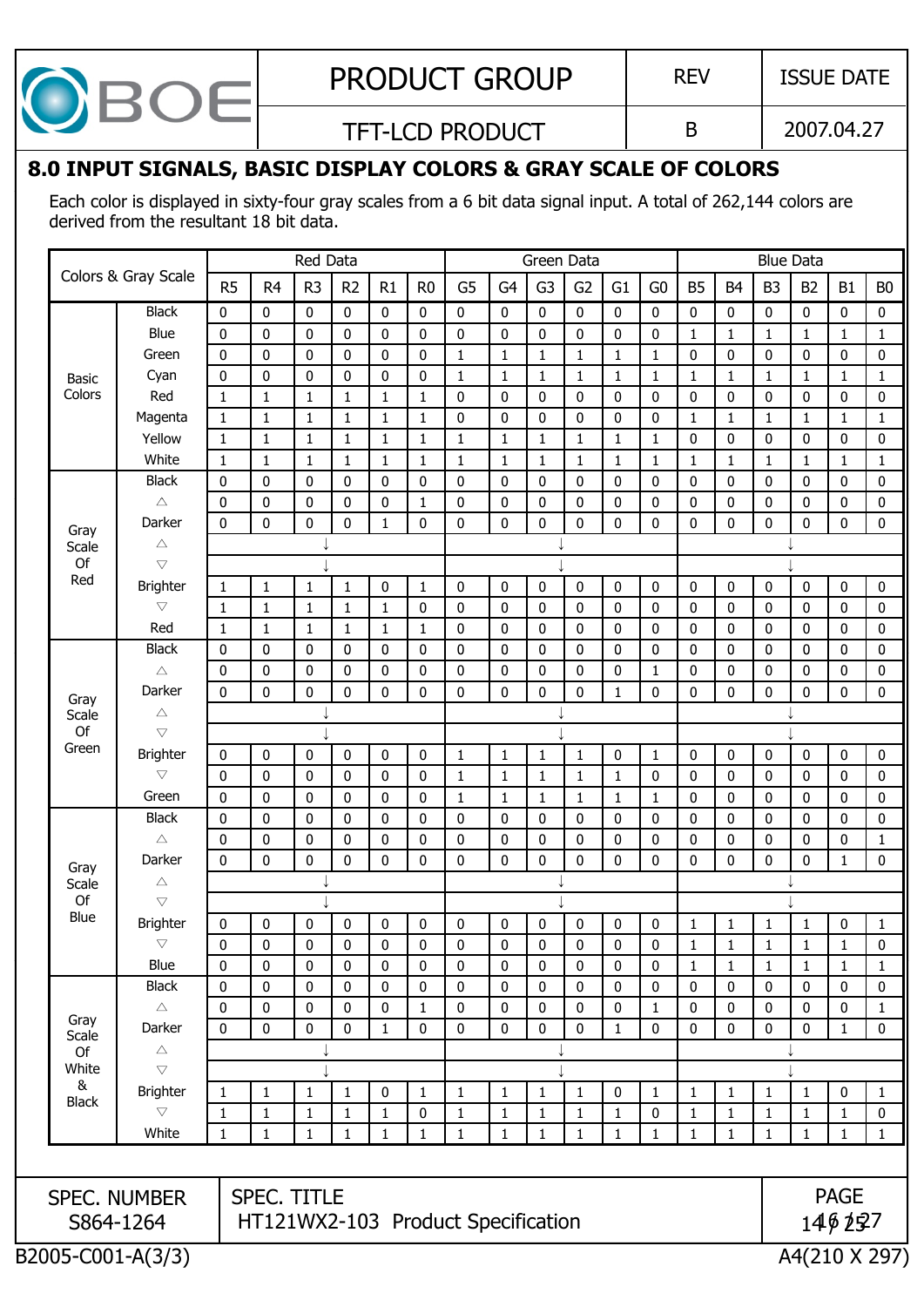## 8.0 INPUT SIGNALS, BASIC DISPLAY COLORS & GRAY SCALE OF COLORS

Each color is displayed in sixty-four gray scales from a 6 bit data signal input. A total of 262,144 colors are derived from the resultant 18 bit data.

| Colors & Gray Scale | | Red Data | | | | | | Green Data | | | | | | Blue Data | | | | | |
|---|---|---|---|---|---|---|---|---|---|---|---|---|---|---|---|---|---|---|---|
| | | R5 | R4 | R3 | R2 | R1 | R0 | G5 | G4 | G3 | G2 | G1 | G0 | B5 | B4 | B3 | B2 | B1 | B0 |
| Basic Colors | Black | 0 | 0 | 0 | 0 | 0 | 0 | 0 | 0 | 0 | 0 | 0 | 0 | 0 | 0 | 0 | 0 | 0 | 0 |
| | Blue | 0 | 0 | 0 | 0 | 0 | 0 | 0 | 0 | 0 | 0 | 0 | 0 | 1 | 1 | 1 | 1 | 1 | 1 |
| | Green | 0 | 0 | 0 | 0 | 0 | 0 | 1 | 1 | 1 | 1 | 1 | 1 | 0 | 0 | 0 | 0 | 0 | 0 |
| | Cyan | 0 | 0 | 0 | 0 | 0 | 0 | 1 | 1 | 1 | 1 | 1 | 1 | 1 | 1 | 1 | 1 | 1 | 1 |
| | Red | 1 | 1 | 1 | 1 | 1 | 1 | 0 | 0 | 0 | 0 | 0 | 0 | 0 | 0 | 0 | 0 | 0 | 0 |
| | Magenta | 1 | 1 | 1 | 1 | 1 | 1 | 0 | 0 | 0 | 0 | 0 | 0 | 1 | 1 | 1 | 1 | 1 | 1 |
| | Yellow | 1 | 1 | 1 | 1 | 1 | 1 | 1 | 1 | 1 | 1 | 1 | 1 | 0 | 0 | 0 | 0 | 0 | 0 |
| | White | 1 | 1 | 1 | 1 | 1 | 1 | 1 | 1 | 1 | 1 | 1 | 1 | 1 | 1 | 1 | 1 | 1 | 1 |
| Gray Scale Of Red | Black | 0 | 0 | 0 | 0 | 0 | 0 | 0 | 0 | 0 | 0 | 0 | 0 | 0 | 0 | 0 | 0 | 0 | 0 |
| | △ | 0 | 0 | 0 | 0 | 0 | 1 | 0 | 0 | 0 | 0 | 0 | 0 | 0 | 0 | 0 | 0 | 0 | 0 |
| | Darker | 0 | 0 | 0 | 0 | 1 | 0 | 0 | 0 | 0 | 0 | 0 | 0 | 0 | 0 | 0 | 0 | 0 | 0 |
| | △ | ↓ | | | | | | ↓ | | | | | | ↓ | | | | | |
| | ▽ | ↓ | | | | | | ↓ | | | | | | ↓ | | | | | |
| | Brighter | 1 | 1 | 1 | 1 | 0 | 1 | 0 | 0 | 0 | 0 | 0 | 0 | 0 | 0 | 0 | 0 | 0 | 0 |
| | ▽ | 1 | 1 | 1 | 1 | 1 | 0 | 0 | 0 | 0 | 0 | 0 | 0 | 0 | 0 | 0 | 0 | 0 | 0 |
| | Red | 1 | 1 | 1 | 1 | 1 | 1 | 0 | 0 | 0 | 0 | 0 | 0 | 0 | 0 | 0 | 0 | 0 | 0 |
| Gray Scale Of Green | Black | 0 | 0 | 0 | 0 | 0 | 0 | 0 | 0 | 0 | 0 | 0 | 0 | 0 | 0 | 0 | 0 | 0 | 0 |
| | △ | 0 | 0 | 0 | 0 | 0 | 0 | 0 | 0 | 0 | 0 | 0 | 1 | 0 | 0 | 0 | 0 | 0 | 0 |
| | Darker | 0 | 0 | 0 | 0 | 0 | 0 | 0 | 0 | 0 | 0 | 1 | 0 | 0 | 0 | 0 | 0 | 0 | 0 |
| | △ | ↓ | | | | | | ↓ | | | | | | ↓ | | | | | |
| | ▽ | ↓ | | | | | | ↓ | | | | | | ↓ | | | | | |
| | Brighter | 0 | 0 | 0 | 0 | 0 | 0 | 1 | 1 | 1 | 1 | 0 | 1 | 0 | 0 | 0 | 0 | 0 | 0 |
| | ▽ | 0 | 0 | 0 | 0 | 0 | 0 | 1 | 1 | 1 | 1 | 1 | 0 | 0 | 0 | 0 | 0 | 0 | 0 |
| | Green | 0 | 0 | 0 | 0 | 0 | 0 | 1 | 1 | 1 | 1 | 1 | 1 | 0 | 0 | 0 | 0 | 0 | 0 |
| Gray Scale Of Blue | Black | 0 | 0 | 0 | 0 | 0 | 0 | 0 | 0 | 0 | 0 | 0 | 0 | 0 | 0 | 0 | 0 | 0 | 0 |
| | △ | 0 | 0 | 0 | 0 | 0 | 0 | 0 | 0 | 0 | 0 | 0 | 0 | 0 | 0 | 0 | 0 | 0 | 1 |
| | Darker | 0 | 0 | 0 | 0 | 0 | 0 | 0 | 0 | 0 | 0 | 0 | 0 | 0 | 0 | 0 | 0 | 1 | 0 |
| | △ | ↓ | | | | | | ↓ | | | | | | ↓ | | | | | |
| | ▽ | ↓ | | | | | | ↓ | | | | | | ↓ | | | | | |
| | Brighter | 0 | 0 | 0 | 0 | 0 | 0 | 0 | 0 | 0 | 0 | 0 | 0 | 1 | 1 | 1 | 1 | 0 | 1 |
| | ▽ | 0 | 0 | 0 | 0 | 0 | 0 | 0 | 0 | 0 | 0 | 0 | 0 | 1 | 1 | 1 | 1 | 1 | 0 |
| | Blue | 0 | 0 | 0 | 0 | 0 | 0 | 0 | 0 | 0 | 0 | 0 | 0 | 1 | 1 | 1 | 1 | 1 | 1 |
| Gray Scale Of White & Black | Black | 0 | 0 | 0 | 0 | 0 | 0 | 0 | 0 | 0 | 0 | 0 | 0 | 0 | 0 | 0 | 0 | 0 | 0 |
| | △ | 0 | 0 | 0 | 0 | 0 | 1 | 0 | 0 | 0 | 0 | 0 | 1 | 0 | 0 | 0 | 0 | 0 | 1 |
| | Darker | 0 | 0 | 0 | 0 | 1 | 0 | 0 | 0 | 0 | 0 | 1 | 0 | 0 | 0 | 0 | 0 | 1 | 0 |
| | △ | ↓ | | | | | | ↓ | | | | | | ↓ | | | | | |
| | ▽ | ↓ | | | | | | ↓ | | | | | | ↓ | | | | | |
| | Brighter | 1 | 1 | 1 | 1 | 0 | 1 | 1 | 1 | 1 | 1 | 0 | 1 | 1 | 1 | 1 | 1 | 0 | 1 |
| | ▽ | 1 | 1 | 1 | 1 | 1 | 0 | 1 | 1 | 1 | 1 | 1 | 0 | 1 | 1 | 1 | 1 | 1 | 0 |
| | White | 1 | 1 | 1 | 1 | 1 | 1 | 1 | 1 | 1 | 1 | 1 | 1 | 1 | 1 | 1 | 1 | 1 | 1 |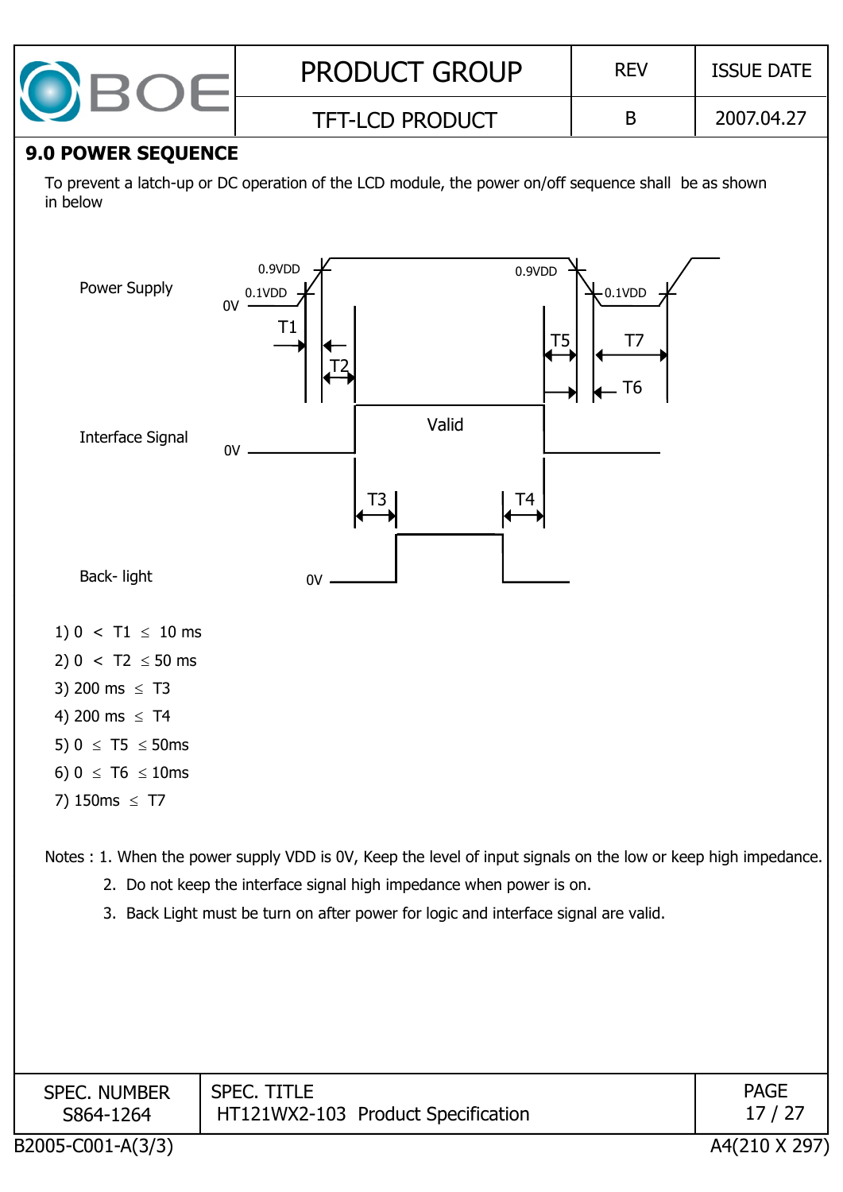## 9.0 POWER SEQUENCE

To prevent a latch-up or DC operation of the LCD module, the power on/off sequence shall be as shown in below

Power Supply — 0V, 0.1VDD, 0.9VDD, 0.9VDD, 0.1VDD

T1, T2, T5, T7, T6

Interface Signal — 0V — Valid

T3, T4

Back- light — 0V

1) $0 < T1 \leq 10$ ms
2) $0 < T2 \leq 50$ ms
3) $200 \text{ ms} \leq T3$
4) $200 \text{ ms} \leq T4$
5) $0 \leq T5 \leq 50$ms
6) $0 \leq T6 \leq 10$ms
7) $150\text{ms} \leq T7$

Notes : 1. When the power supply VDD is 0V, Keep the level of input signals on the low or keep high impedance.

2. Do not keep the interface signal high impedance when power is on.
3. Back Light must be turn on after power for logic and interface signal are valid.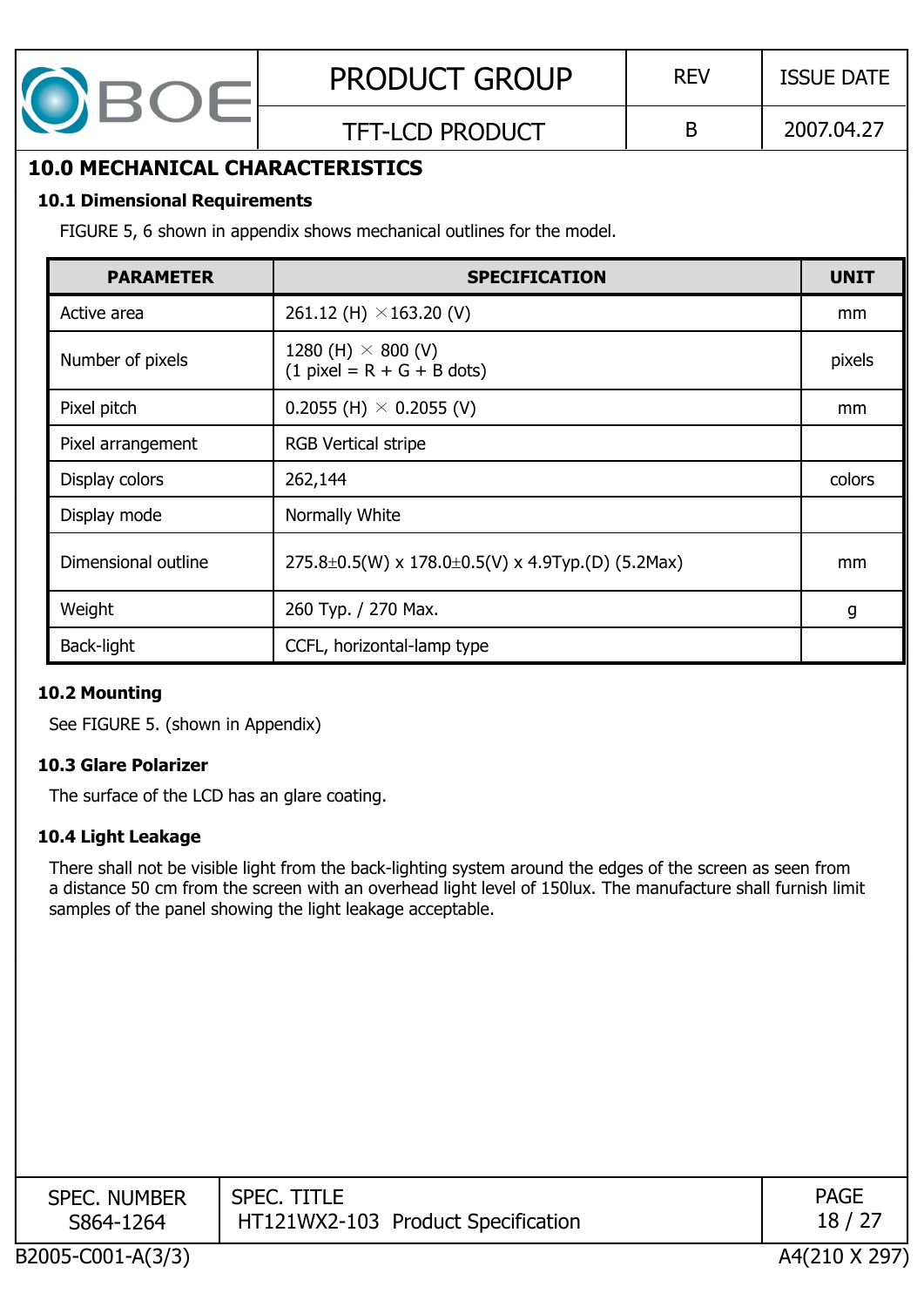# 10.0 MECHANICAL CHARACTERISTICS

## 10.1 Dimensional Requirements

FIGURE 5, 6 shown in appendix shows mechanical outlines for the model.

| PARAMETER | SPECIFICATION | UNIT |
|---|---|---|
| Active area | 261.12 (H) × 163.20 (V) | mm |
| Number of pixels | 1280 (H) × 800 (V)<br>(1 pixel = R + G + B dots) | pixels |
| Pixel pitch | 0.2055 (H) × 0.2055 (V) | mm |
| Pixel arrangement | RGB Vertical stripe | |
| Display colors | 262,144 | colors |
| Display mode | Normally White | |
| Dimensional outline | 275.8±0.5(W) x 178.0±0.5(V) x 4.9Typ.(D) (5.2Max) | mm |
| Weight | 260 Typ. / 270 Max. | g |
| Back-light | CCFL, horizontal-lamp type | |

## 10.2 Mounting

See FIGURE 5. (shown in Appendix)

## 10.3 Glare Polarizer

The surface of the LCD has an glare coating.

## 10.4 Light Leakage

There shall not be visible light from the back-lighting system around the edges of the screen as seen from a distance 50 cm from the screen with an overhead light level of 150lux. The manufacture shall furnish limit samples of the panel showing the light leakage acceptable.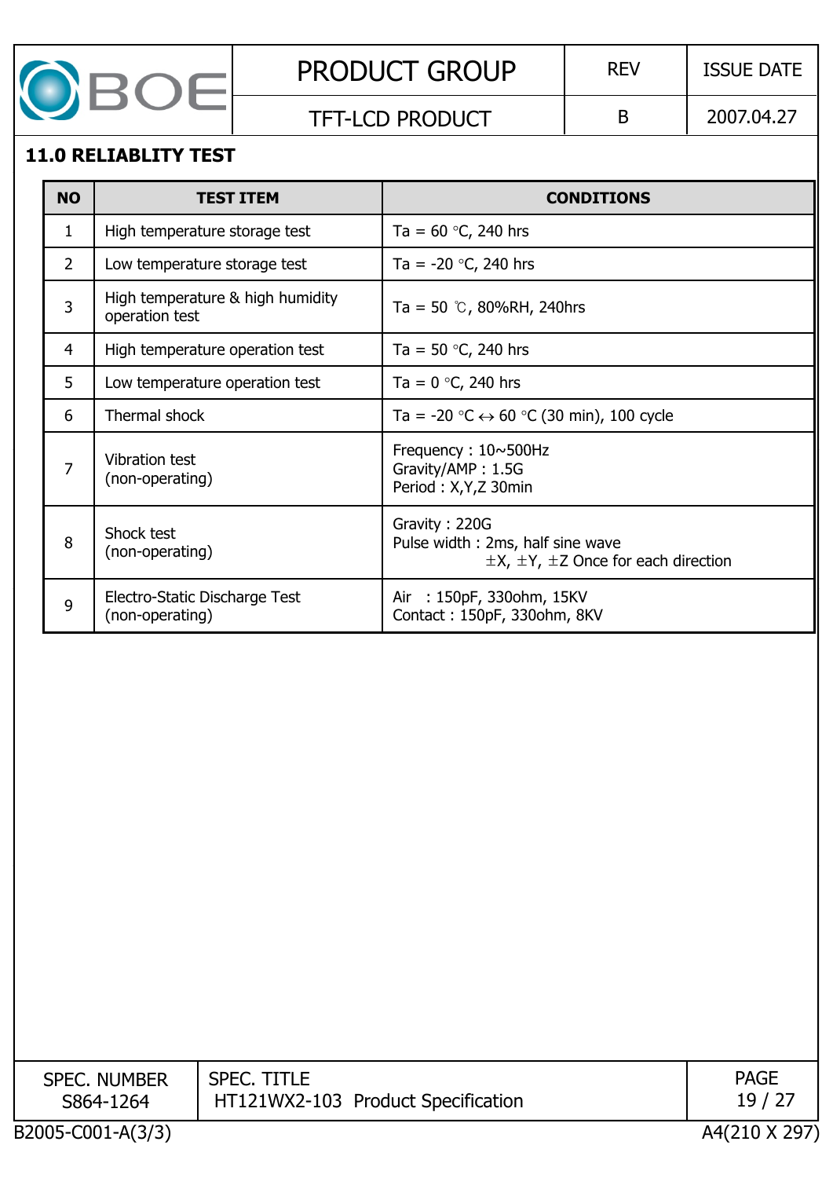## 11.0 RELIABLITY TEST

| NO | TEST ITEM | CONDITIONS |
|---|---|---|
| 1 | High temperature storage test | Ta = 60 °C, 240 hrs |
| 2 | Low temperature storage test | Ta = -20 °C, 240 hrs |
| 3 | High temperature & high humidity operation test | Ta = 50 ℃, 80%RH, 240hrs |
| 4 | High temperature operation test | Ta = 50 °C, 240 hrs |
| 5 | Low temperature operation test | Ta = 0 °C, 240 hrs |
| 6 | Thermal shock | Ta = -20 °C ↔ 60 °C (30 min), 100 cycle |
| 7 | Vibration test (non-operating) | Frequency : 10~500Hz<br>Gravity/AMP : 1.5G<br>Period : X,Y,Z 30min |
| 8 | Shock test (non-operating) | Gravity : 220G<br>Pulse width : 2ms, half sine wave<br>±X, ±Y, ±Z Once for each direction |
| 9 | Electro-Static Discharge Test (non-operating) | Air : 150pF, 330ohm, 15KV<br>Contact : 150pF, 330ohm, 8KV |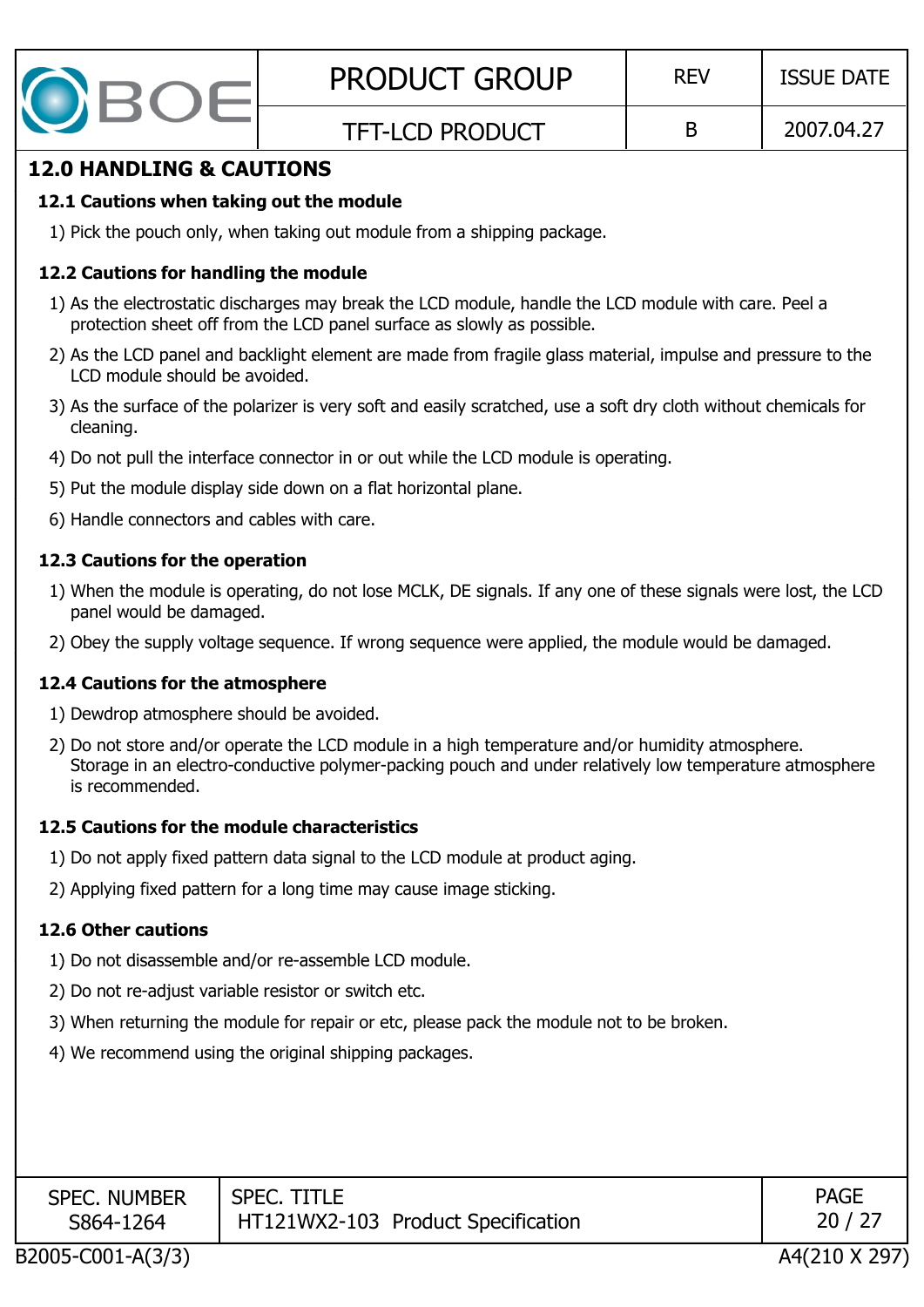## 12.0 HANDLING & CAUTIONS

### 12.1 Cautions when taking out the module

1) Pick the pouch only, when taking out module from a shipping package.

### 12.2 Cautions for handling the module

1) As the electrostatic discharges may break the LCD module, handle the LCD module with care. Peel a protection sheet off from the LCD panel surface as slowly as possible.
2) As the LCD panel and backlight element are made from fragile glass material, impulse and pressure to the LCD module should be avoided.
3) As the surface of the polarizer is very soft and easily scratched, use a soft dry cloth without chemicals for cleaning.
4) Do not pull the interface connector in or out while the LCD module is operating.
5) Put the module display side down on a flat horizontal plane.
6) Handle connectors and cables with care.

### 12.3 Cautions for the operation

1) When the module is operating, do not lose MCLK, DE signals. If any one of these signals were lost, the LCD panel would be damaged.
2) Obey the supply voltage sequence. If wrong sequence were applied, the module would be damaged.

### 12.4 Cautions for the atmosphere

1) Dewdrop atmosphere should be avoided.
2) Do not store and/or operate the LCD module in a high temperature and/or humidity atmosphere. Storage in an electro-conductive polymer-packing pouch and under relatively low temperature atmosphere is recommended.

### 12.5 Cautions for the module characteristics

1) Do not apply fixed pattern data signal to the LCD module at product aging.
2) Applying fixed pattern for a long time may cause image sticking.

### 12.6 Other cautions

1) Do not disassemble and/or re-assemble LCD module.
2) Do not re-adjust variable resistor or switch etc.
3) When returning the module for repair or etc, please pack the module not to be broken.
4) We recommend using the original shipping packages.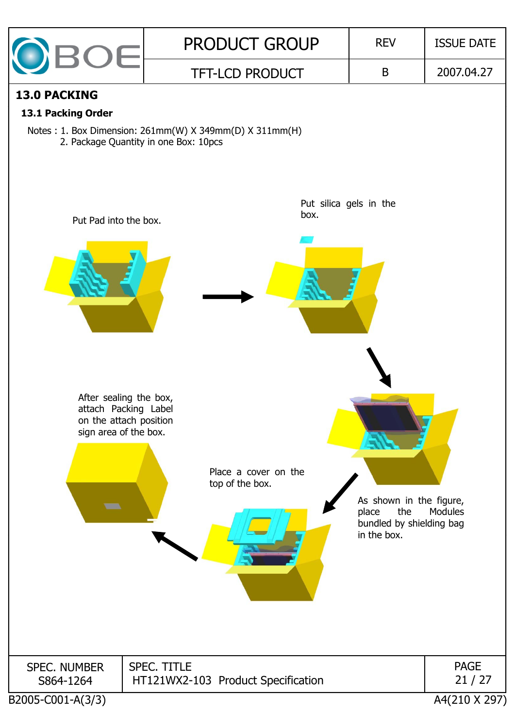## 13.0 PACKING

### 13.1 Packing Order

Notes : 1. Box Dimension: 261mm(W) X 349mm(D) X 311mm(H)
2. Package Quantity in one Box: 10pcs

Put Pad into the box.

Put silica gels in the box.

As shown in the figure, place the Modules bundled by shielding bag in the box.

Place a cover on the top of the box.

After sealing the box, attach Packing Label on the attach position sign area of the box.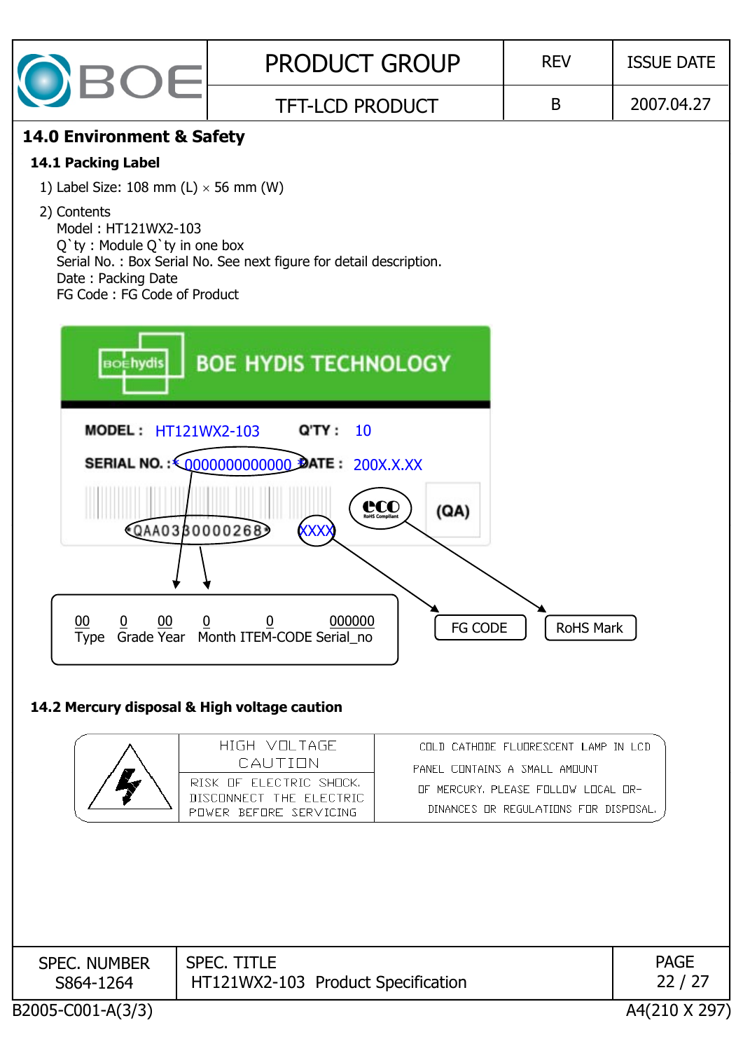## 14.0 Environment & Safety

### 14.1 Packing Label

1) Label Size: 108 mm (L) × 56 mm (W)

2) Contents
   Model : HT121WX2-103
   Q`ty : Module Q`ty in one box
   Serial No. : Box Serial No. See next figure for detail description.
   Date : Packing Date
   FG Code : FG Code of Product

BOE HYDIS TECHNOLOGY

MODEL : HT121WX2-103  Q'TY : 10

SERIAL NO. : *0000000000000* DATE : 200X.X.XX

*QAA0330000268* XXXX  (QA)

| 00 | 0 | 00 | 0 | 0 | 000000 |
|---|---|---|---|---|---|
| Type | Grade | Year | Month | ITEM-CODE | Serial_no |

FG CODE

RoHS Mark

### 14.2 Mercury disposal & High voltage caution

| | HIGH VOLTAGE CAUTION<br>RISK OF ELECTRIC SHOCK. DISCONNECT THE ELECTRIC POWER BEFORE SERVICING | COLD CATHODE FLUORESCENT LAMP IN LCD PANEL CONTAINS A SMALL AMOUNT OF MERCURY. PLEASE FOLLOW LOCAL ORDINANCES OR REGULATIONS FOR DISPOSAL. |
|---|---|---|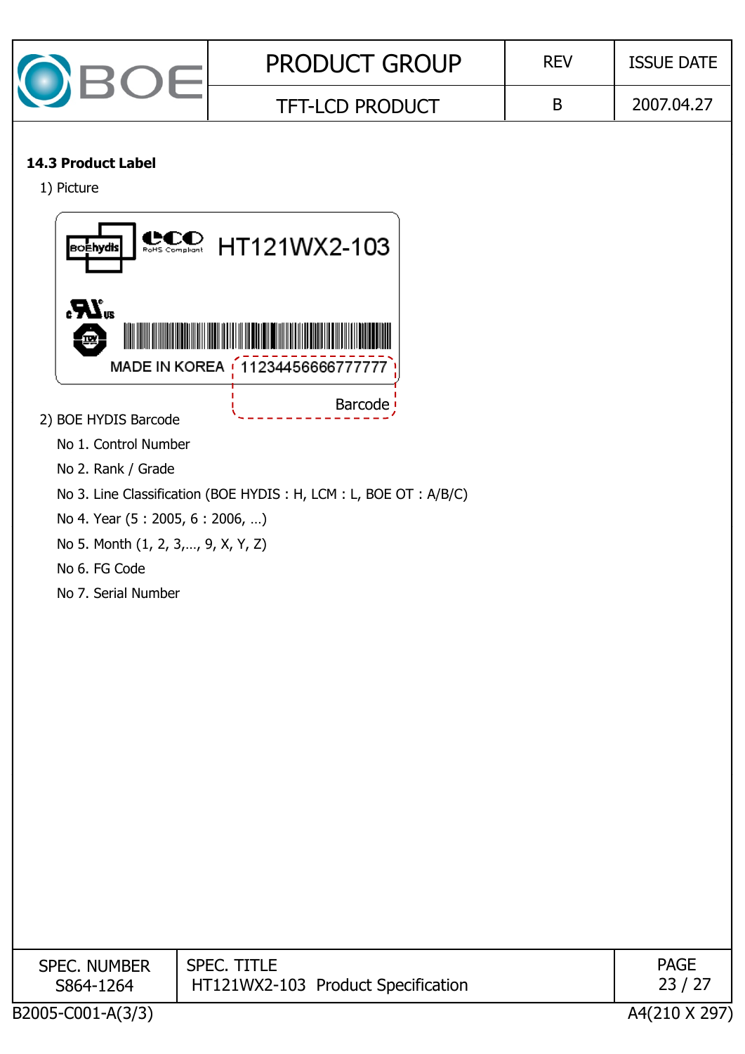### 14.3 Product Label

1) Picture

HT121WX2-103

MADE IN KOREA 11234456666777777

Barcode

2) BOE HYDIS Barcode

No 1. Control Number

No 2. Rank / Grade

No 3. Line Classification (BOE HYDIS : H, LCM : L, BOE OT : A/B/C)

No 4. Year (5 : 2005, 6 : 2006, …)

No 5. Month (1, 2, 3,…, 9, X, Y, Z)

No 6. FG Code

No 7. Serial Number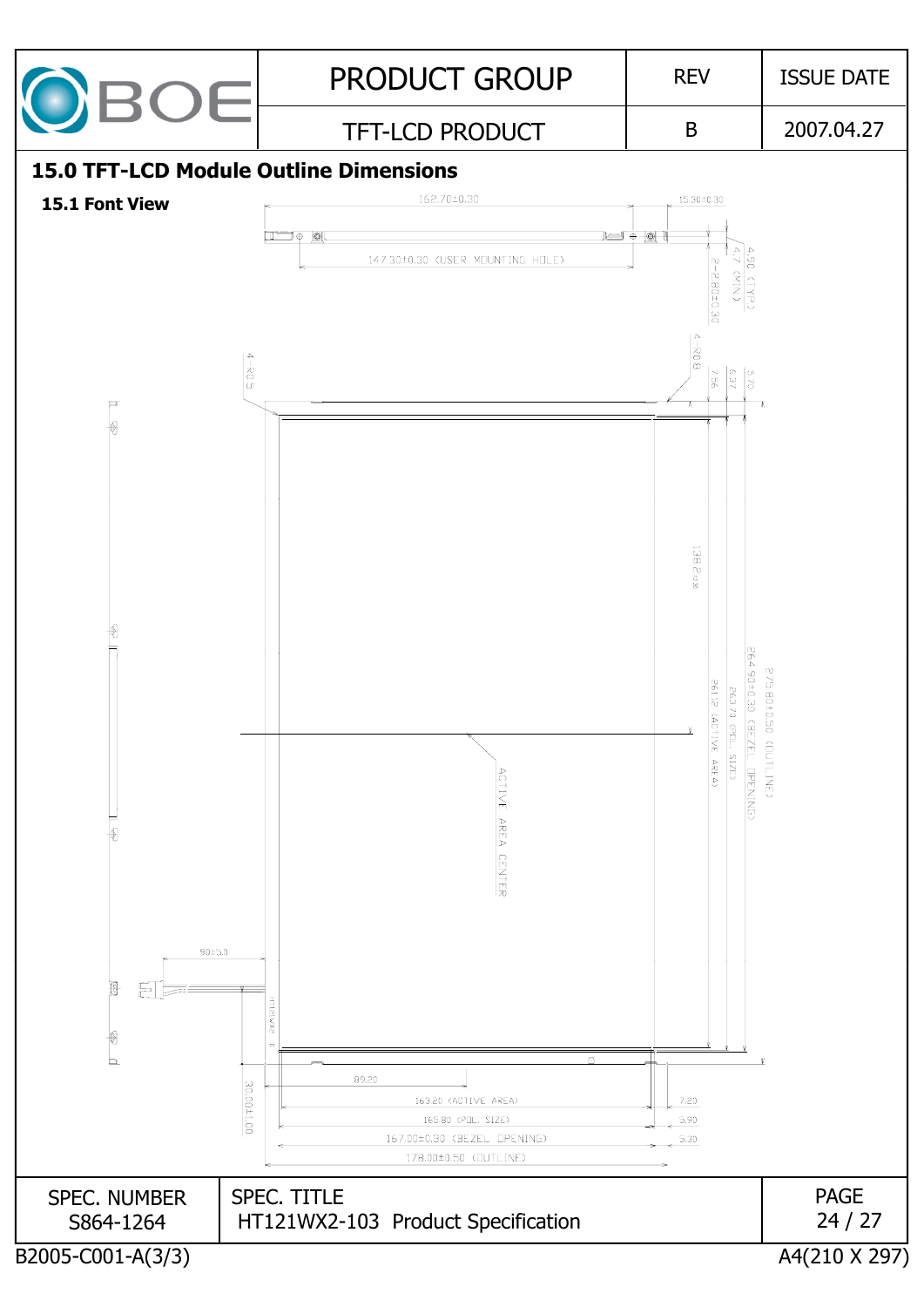## 15.0 TFT-LCD Module Outline Dimensions

### 15.1 Font View

162.70±0.30

15.30±0.30

147.30±0.30 (USER MOUNTING HOLE)

2-2.80±0.30

4.7 (MIN)

4.90 (TYP)

4-R0.8

4-R0.5

7.56

6.37

5.70

138.2

261.12 (ACTIVE AREA)

263.70 (POL. SIZE)

264.90±0.30 (BEZEL OPENING)

275.80±0.50 (OUTLINE)

ACTIVE AREA CENTER

90±5.0

30.00±1.00

89.20

163.20 (ACTIVE AREA)

7.20

165.80 (POL. SIZE)

5.90

167.00±0.30 (BEZEL OPENING)

5.30

178.00±0.50 (OUTLINE)

| SPEC. NUMBER | SPEC. TITLE |
| --- | --- |
| S864-1264 | HT121WX2-103 Product Specification |

B2005-C001-A(3/3)

A4(210 X 297)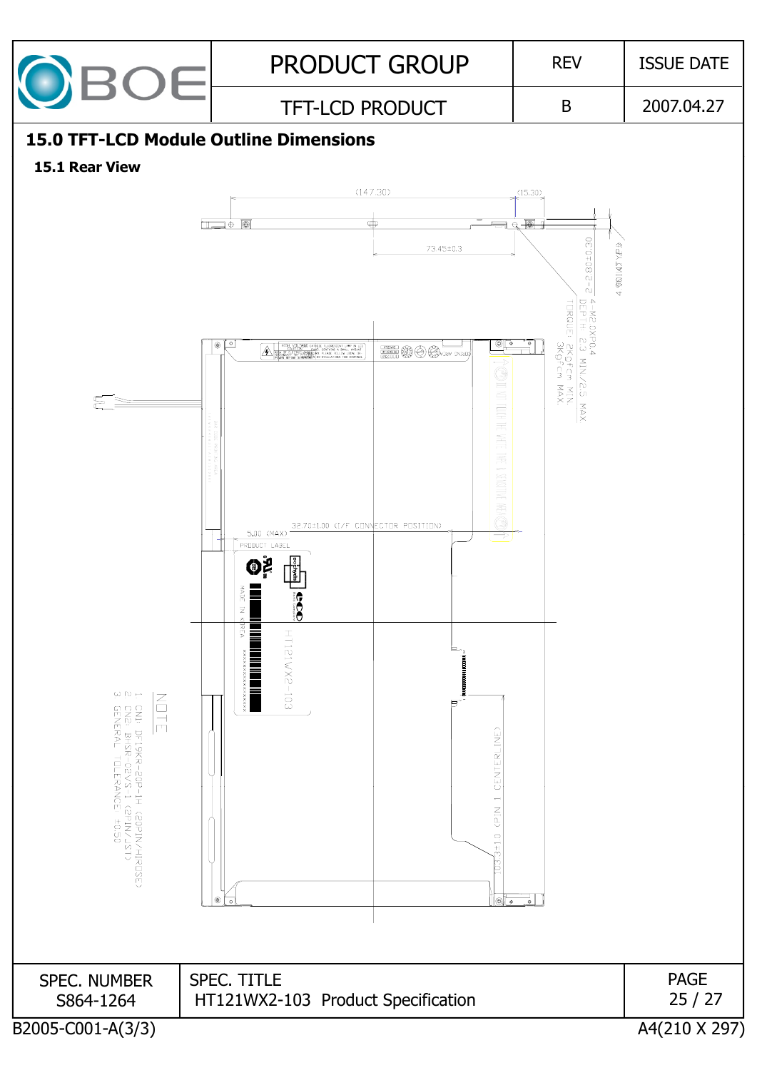## 15.0 TFT-LCD Module Outline Dimensions

### 15.1 Rear View

(147.30)

(15.30)

73.45±0.3

2-Ø2.0±0.030

4-Ø8.1MAX

4-M2.0XP0.4
DEPTH: 2.3 MIN./2.5 MAX
TORQUE: 2Kgfcm MIN.
3Kgfcm MAX.

32.70±1.00 (I/F CONNECTOR POSITION)

5.00 (MAX)

PRODUCT LABEL

MADE IN KOREA

HT121WX2-103

103.3±1.0 (PIN 1 CENTERLINE)

NOTE
1. CN1: DF19KR-20P-1H (20PIN/HIROSE)
2. CN2: BHSR-02VS-1 (2PIN/JST)
3. GENERAL TOLERANCE: ±0.50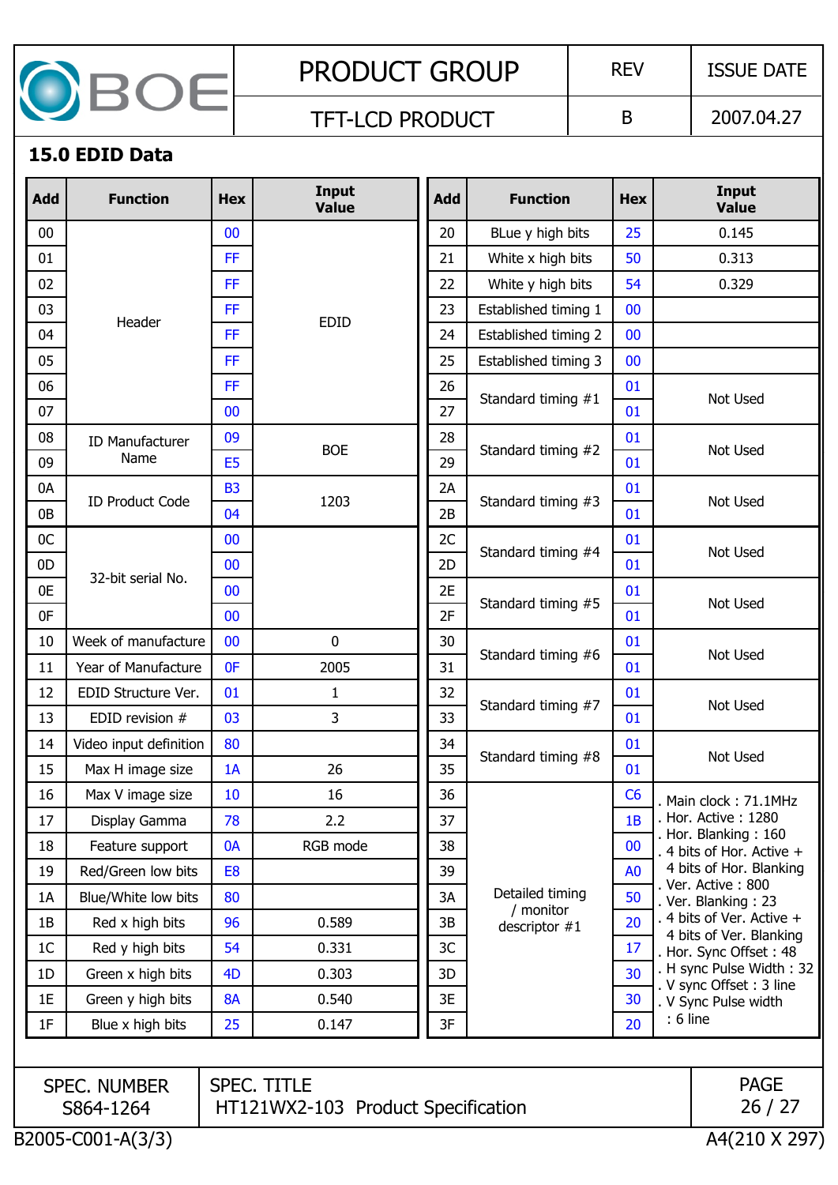## 15.0 EDID Data

| Add | Function | Hex | Input Value |
|---|---|---|---|
| 00 | Header | 00 | EDID |
| 01 | | FF | |
| 02 | | FF | |
| 03 | | FF | |
| 04 | | FF | |
| 05 | | FF | |
| 06 | | FF | |
| 07 | | 00 | |
| 08 | ID Manufacturer Name | 09 | BOE |
| 09 | | E5 | |
| 0A | ID Product Code | B3 | 1203 |
| 0B | | 04 | |
| 0C | 32-bit serial No. | 00 | |
| 0D | | 00 | |
| 0E | | 00 | |
| 0F | | 00 | |
| 10 | Week of manufacture | 00 | 0 |
| 11 | Year of Manufacture | 0F | 2005 |
| 12 | EDID Structure Ver. | 01 | 1 |
| 13 | EDID revision # | 03 | 3 |
| 14 | Video input definition | 80 | |
| 15 | Max H image size | 1A | 26 |
| 16 | Max V image size | 10 | 16 |
| 17 | Display Gamma | 78 | 2.2 |
| 18 | Feature support | 0A | RGB mode |
| 19 | Red/Green low bits | E8 | |
| 1A | Blue/White low bits | 80 | |
| 1B | Red x high bits | 96 | 0.589 |
| 1C | Red y high bits | 54 | 0.331 |
| 1D | Green x high bits | 4D | 0.303 |
| 1E | Green y high bits | 8A | 0.540 |
| 1F | Blue x high bits | 25 | 0.147 |

| Add | Function | Hex | Input Value |
|---|---|---|---|
| 20 | BLue y high bits | 25 | 0.145 |
| 21 | White x high bits | 50 | 0.313 |
| 22 | White y high bits | 54 | 0.329 |
| 23 | Established timing 1 | 00 | |
| 24 | Established timing 2 | 00 | |
| 25 | Established timing 3 | 00 | |
| 26 | Standard timing #1 | 01 | Not Used |
| 27 | | 01 | |
| 28 | Standard timing #2 | 01 | Not Used |
| 29 | | 01 | |
| 2A | Standard timing #3 | 01 | Not Used |
| 2B | | 01 | |
| 2C | Standard timing #4 | 01 | Not Used |
| 2D | | 01 | |
| 2E | Standard timing #5 | 01 | Not Used |
| 2F | | 01 | |
| 30 | Standard timing #6 | 01 | Not Used |
| 31 | | 01 | |
| 32 | Standard timing #7 | 01 | Not Used |
| 33 | | 01 | |
| 34 | Standard timing #8 | 01 | Not Used |
| 35 | | 01 | |
| 36 | Detailed timing / monitor descriptor #1 | C6 | . Main clock : 71.1MHz<br>. Hor. Active : 1280<br>. Hor. Blanking : 160<br>. 4 bits of Hor. Active + 4 bits of Hor. Blanking<br>. Ver. Active : 800<br>. Ver. Blanking : 23<br>. 4 bits of Ver. Active + 4 bits of Ver. Blanking<br>. Hor. Sync Offset : 48<br>. H sync Pulse Width : 32<br>. V sync Offset : 3 line<br>. V Sync Pulse width : 6 line |
| 37 | | 1B | |
| 38 | | 00 | |
| 39 | | A0 | |
| 3A | | 50 | |
| 3B | | 20 | |
| 3C | | 17 | |
| 3D | | 30 | |
| 3E | | 30 | |
| 3F | | 20 | |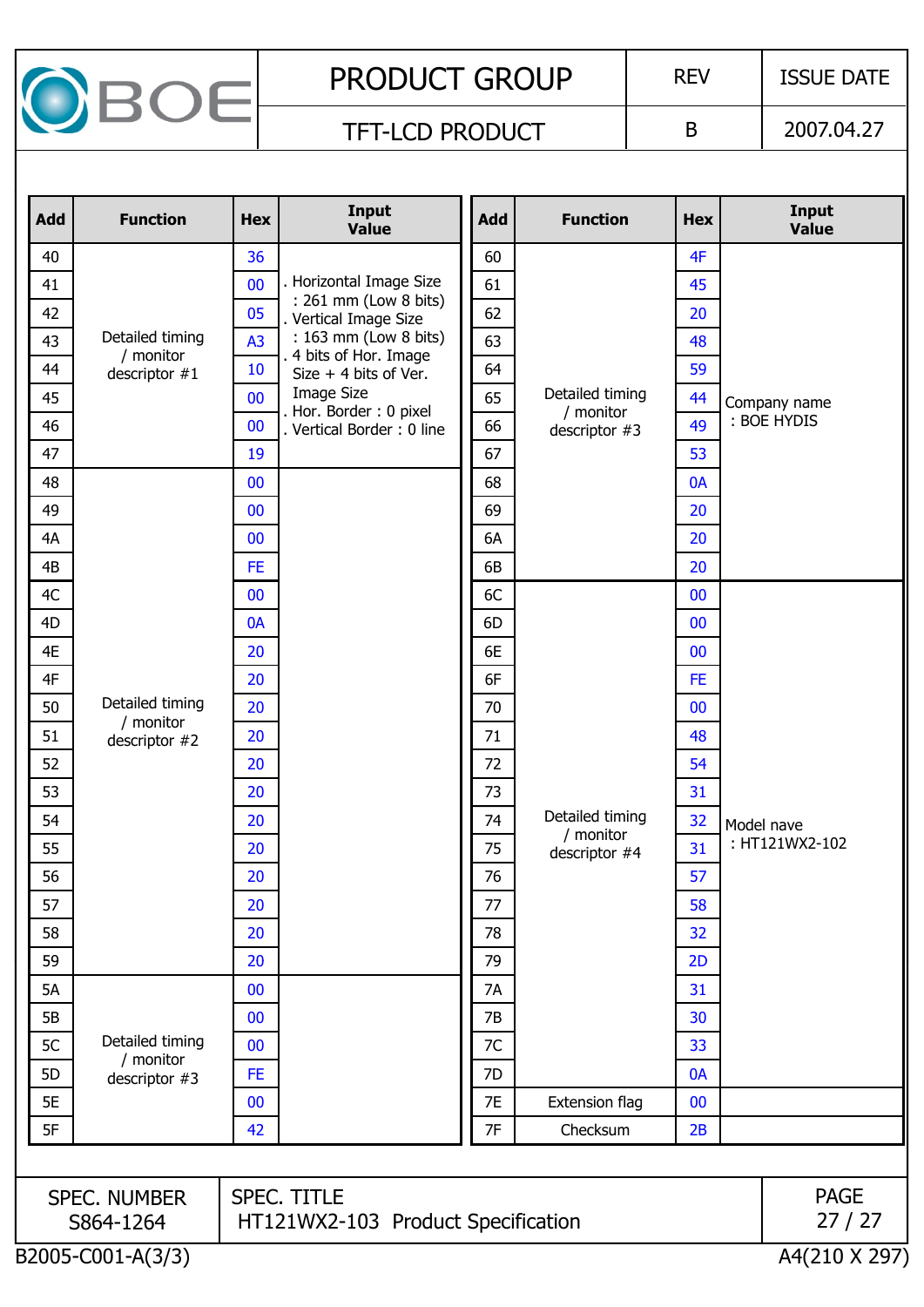| Add | Function | Hex | Input Value |
|---|---|---|---|
| 40 | Detailed timing / monitor descriptor #1 | 36 | . Horizontal Image Size : 261 mm (Low 8 bits) . Vertical Image Size : 163 mm (Low 8 bits) . 4 bits of Hor. Image Size + 4 bits of Ver. Image Size . Hor. Border : 0 pixel . Vertical Border : 0 line |
| 41 | | 00 | |
| 42 | | 05 | |
| 43 | | A3 | |
| 44 | | 10 | |
| 45 | | 00 | |
| 46 | | 00 | |
| 47 | | 19 | |
| 48 | Detailed timing / monitor descriptor #2 | 00 | |
| 49 | | 00 | |
| 4A | | 00 | |
| 4B | | FE | |
| 4C | | 00 | |
| 4D | | 0A | |
| 4E | | 20 | |
| 4F | | 20 | |
| 50 | | 20 | |
| 51 | | 20 | |
| 52 | | 20 | |
| 53 | | 20 | |
| 54 | | 20 | |
| 55 | | 20 | |
| 56 | | 20 | |
| 57 | | 20 | |
| 58 | | 20 | |
| 59 | | 20 | |
| 5A | Detailed timing / monitor descriptor #3 | 00 | |
| 5B | | 00 | |
| 5C | | 00 | |
| 5D | | FE | |
| 5E | | 00 | |
| 5F | | 42 | |

| Add | Function | Hex | Input Value |
|---|---|---|---|
| 60 | Detailed timing / monitor descriptor #3 | 4F | Company name : BOE HYDIS |
| 61 | | 45 | |
| 62 | | 20 | |
| 63 | | 48 | |
| 64 | | 59 | |
| 65 | | 44 | |
| 66 | | 49 | |
| 67 | | 53 | |
| 68 | | 0A | |
| 69 | | 20 | |
| 6A | | 20 | |
| 6B | | 20 | |
| 6C | Detailed timing / monitor descriptor #4 | 00 | Model nave : HT121WX2-102 |
| 6D | | 00 | |
| 6E | | 00 | |
| 6F | | FE | |
| 70 | | 00 | |
| 71 | | 48 | |
| 72 | | 54 | |
| 73 | | 31 | |
| 74 | | 32 | |
| 75 | | 31 | |
| 76 | | 57 | |
| 77 | | 58 | |
| 78 | | 32 | |
| 79 | | 2D | |
| 7A | | 31 | |
| 7B | | 30 | |
| 7C | | 33 | |
| 7D | | 0A | |
| 7E | Extension flag | 00 | |
| 7F | Checksum | 2B | |